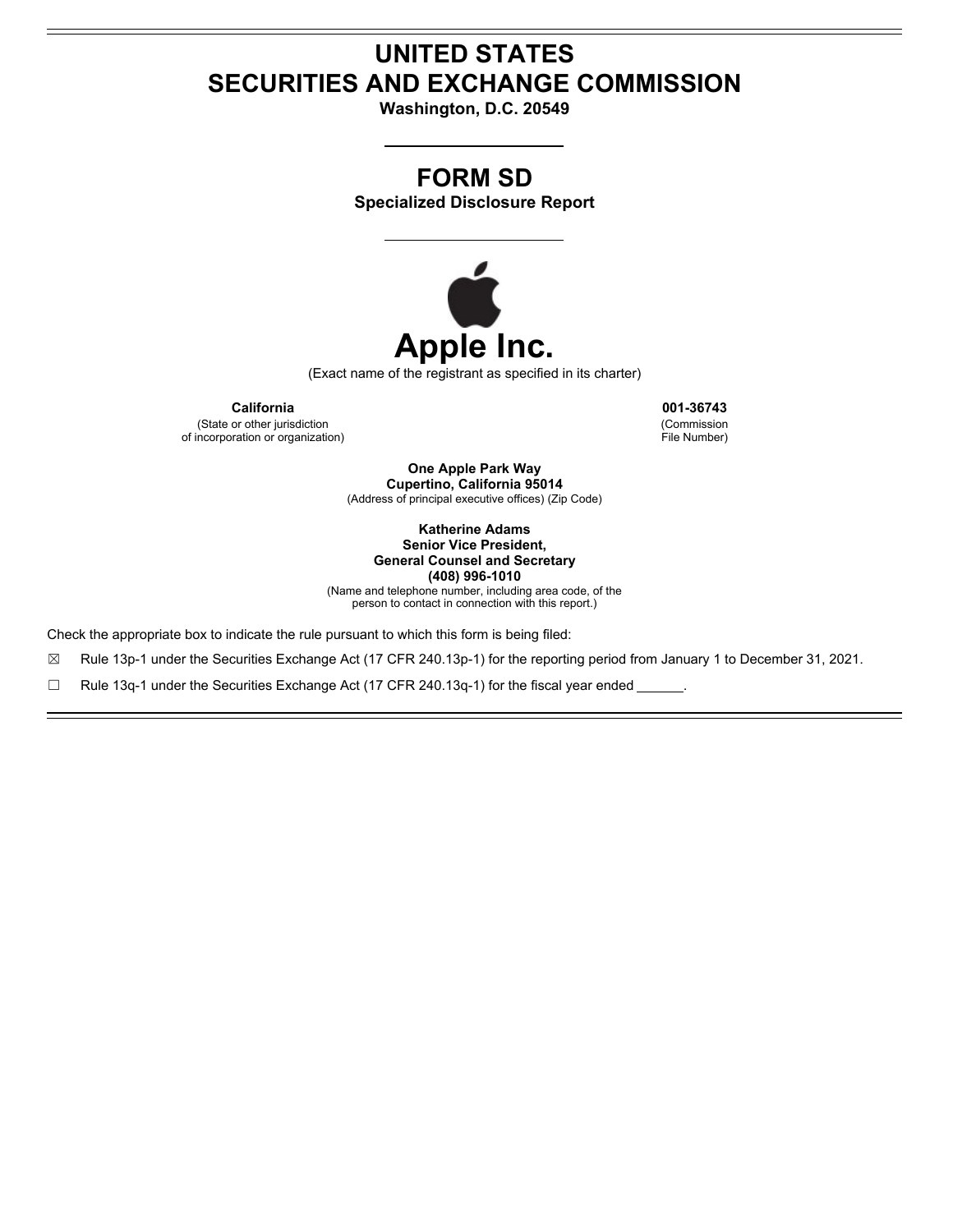# UNITED STATES
# SECURITIES AND EXCHANGE COMMISSION

**Washington, D.C. 20549**

## FORM SD

**Specialized Disclosure Report**

# Apple Inc.

(Exact name of the registrant as specified in its charter)

| **California** | **001-36743** |
|---|---|
| (State or other jurisdiction of incorporation or organization) | (Commission File Number) |

**One Apple Park Way**
**Cupertino, California 95014**
(Address of principal executive offices) (Zip Code)

**Katherine Adams**
**Senior Vice President,**
**General Counsel and Secretary**
**(408) 996-1010**
(Name and telephone number, including area code, of the person to contact in connection with this report.)

Check the appropriate box to indicate the rule pursuant to which this form is being filed:

☒ Rule 13p-1 under the Securities Exchange Act (17 CFR 240.13p-1) for the reporting period from January 1 to December 31, 2021.

☐ Rule 13q-1 under the Securities Exchange Act (17 CFR 240.13q-1) for the fiscal year ended ______.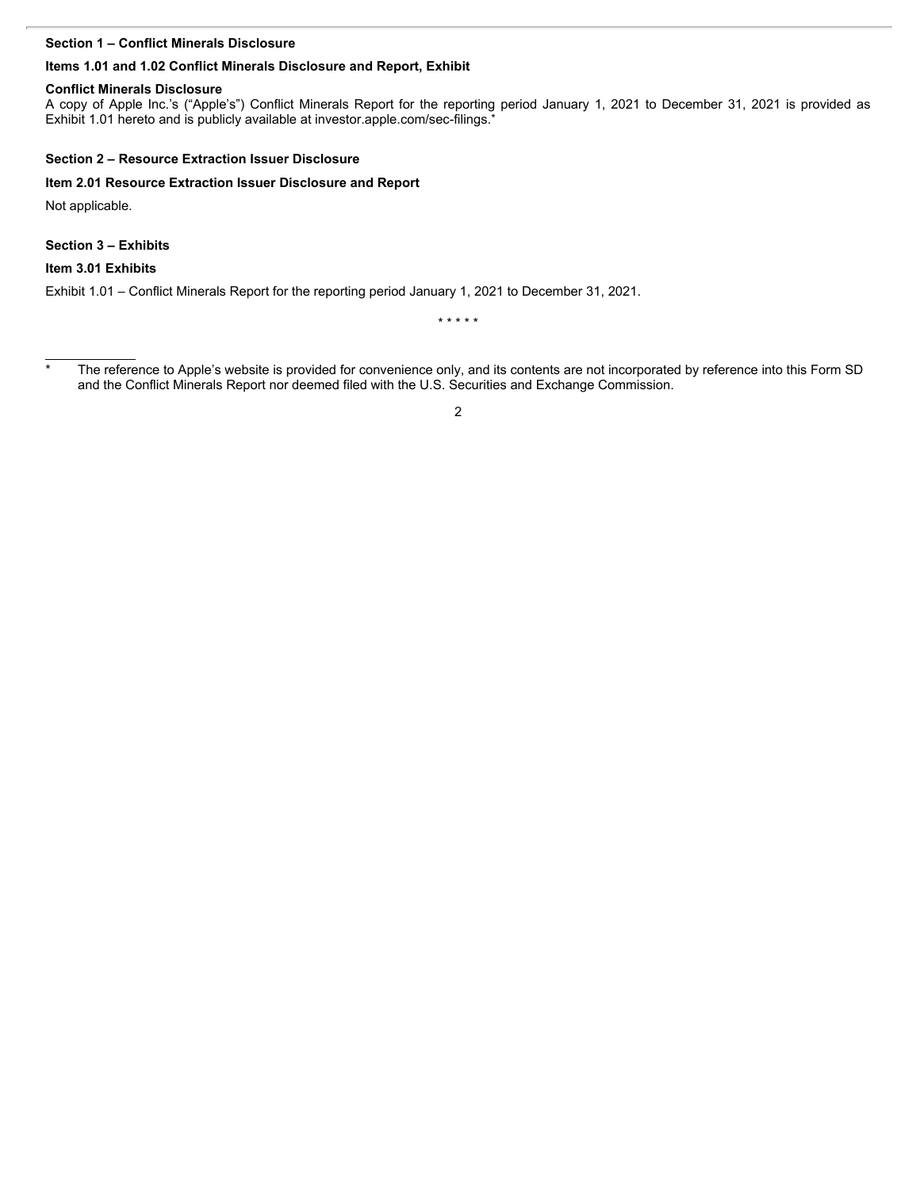**Section 1 – Conflict Minerals Disclosure**

**Items 1.01 and 1.02 Conflict Minerals Disclosure and Report, Exhibit**

**Conflict Minerals Disclosure**

A copy of Apple Inc.'s ("Apple's") Conflict Minerals Report for the reporting period January 1, 2021 to December 31, 2021 is provided as Exhibit 1.01 hereto and is publicly available at investor.apple.com/sec-filings.*

**Section 2 – Resource Extraction Issuer Disclosure**

**Item 2.01 Resource Extraction Issuer Disclosure and Report**

Not applicable.

**Section 3 – Exhibits**

**Item 3.01 Exhibits**

Exhibit 1.01 – Conflict Minerals Report for the reporting period January 1, 2021 to December 31, 2021.

\* \* \* \* \*

---

\* The reference to Apple's website is provided for convenience only, and its contents are not incorporated by reference into this Form SD and the Conflict Minerals Report nor deemed filed with the U.S. Securities and Exchange Commission.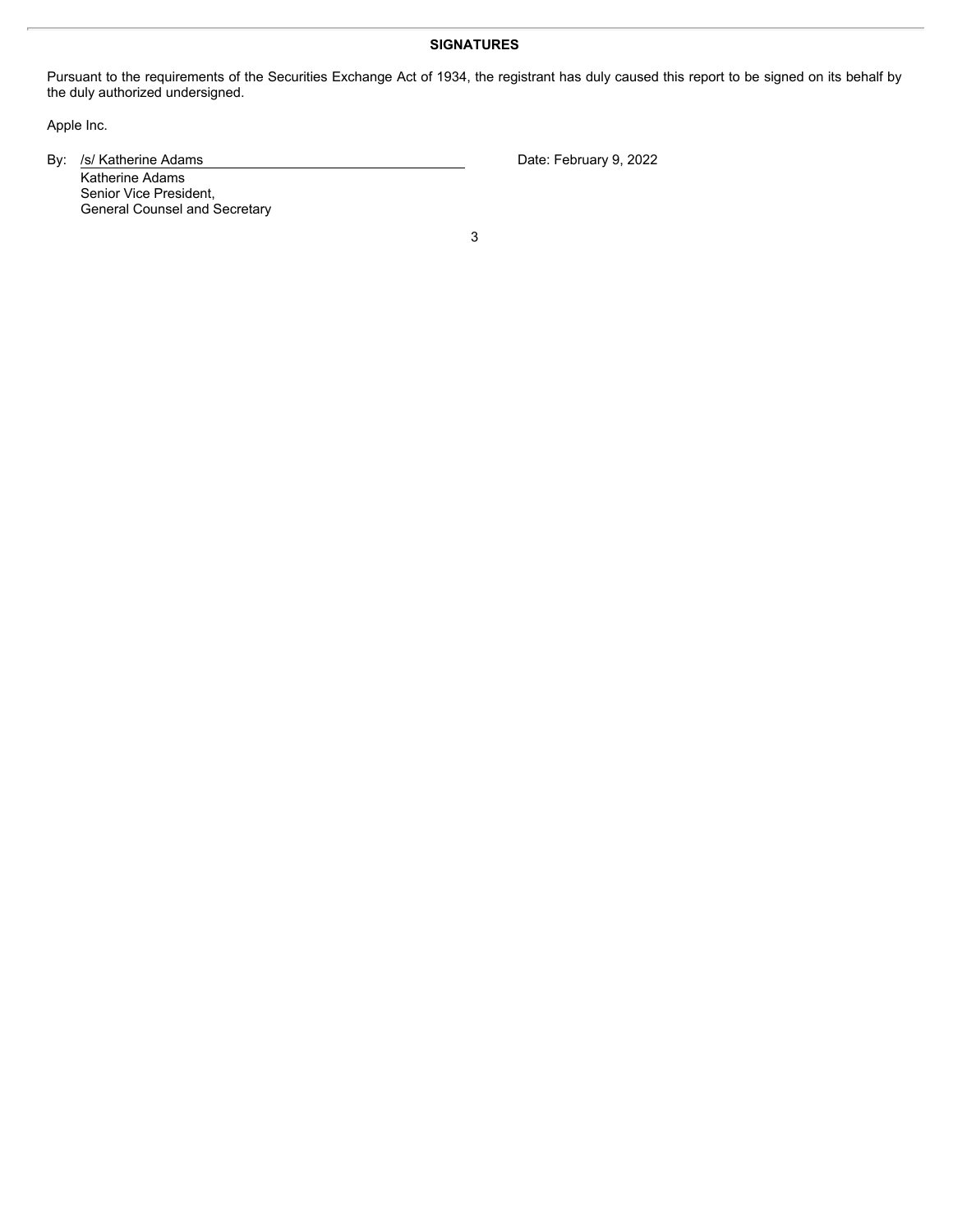**SIGNATURES**

Pursuant to the requirements of the Securities Exchange Act of 1934, the registrant has duly caused this report to be signed on its behalf by the duly authorized undersigned.

Apple Inc.

By: /s/ Katherine Adams
Katherine Adams
Senior Vice President,
General Counsel and Secretary

Date: February 9, 2022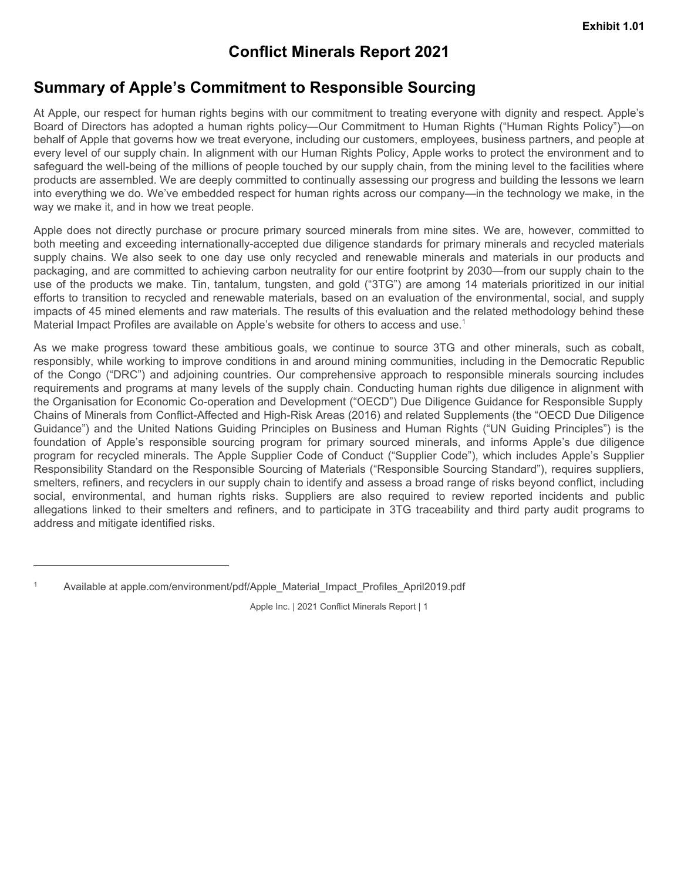Exhibit 1.01

# Conflict Minerals Report 2021

## Summary of Apple's Commitment to Responsible Sourcing

At Apple, our respect for human rights begins with our commitment to treating everyone with dignity and respect. Apple's Board of Directors has adopted a human rights policy—Our Commitment to Human Rights ("Human Rights Policy")—on behalf of Apple that governs how we treat everyone, including our customers, employees, business partners, and people at every level of our supply chain. In alignment with our Human Rights Policy, Apple works to protect the environment and to safeguard the well-being of the millions of people touched by our supply chain, from the mining level to the facilities where products are assembled. We are deeply committed to continually assessing our progress and building the lessons we learn into everything we do. We've embedded respect for human rights across our company—in the technology we make, in the way we make it, and in how we treat people.

Apple does not directly purchase or procure primary sourced minerals from mine sites. We are, however, committed to both meeting and exceeding internationally-accepted due diligence standards for primary minerals and recycled materials supply chains. We also seek to one day use only recycled and renewable minerals and materials in our products and packaging, and are committed to achieving carbon neutrality for our entire footprint by 2030—from our supply chain to the use of the products we make. Tin, tantalum, tungsten, and gold ("3TG") are among 14 materials prioritized in our initial efforts to transition to recycled and renewable materials, based on an evaluation of the environmental, social, and supply impacts of 45 mined elements and raw materials. The results of this evaluation and the related methodology behind these Material Impact Profiles are available on Apple's website for others to access and use.[1]

As we make progress toward these ambitious goals, we continue to source 3TG and other minerals, such as cobalt, responsibly, while working to improve conditions in and around mining communities, including in the Democratic Republic of the Congo ("DRC") and adjoining countries. Our comprehensive approach to responsible minerals sourcing includes requirements and programs at many levels of the supply chain. Conducting human rights due diligence in alignment with the Organisation for Economic Co-operation and Development ("OECD") Due Diligence Guidance for Responsible Supply Chains of Minerals from Conflict-Affected and High-Risk Areas (2016) and related Supplements (the "OECD Due Diligence Guidance") and the United Nations Guiding Principles on Business and Human Rights ("UN Guiding Principles") is the foundation of Apple's responsible sourcing program for primary sourced minerals, and informs Apple's due diligence program for recycled minerals. The Apple Supplier Code of Conduct ("Supplier Code"), which includes Apple's Supplier Responsibility Standard on the Responsible Sourcing of Materials ("Responsible Sourcing Standard"), requires suppliers, smelters, refiners, and recyclers in our supply chain to identify and assess a broad range of risks beyond conflict, including social, environmental, and human rights risks. Suppliers are also required to review reported incidents and public allegations linked to their smelters and refiners, and to participate in 3TG traceability and third party audit programs to address and mitigate identified risks.

---

[1] Available at apple.com/environment/pdf/Apple_Material_Impact_Profiles_April2019.pdf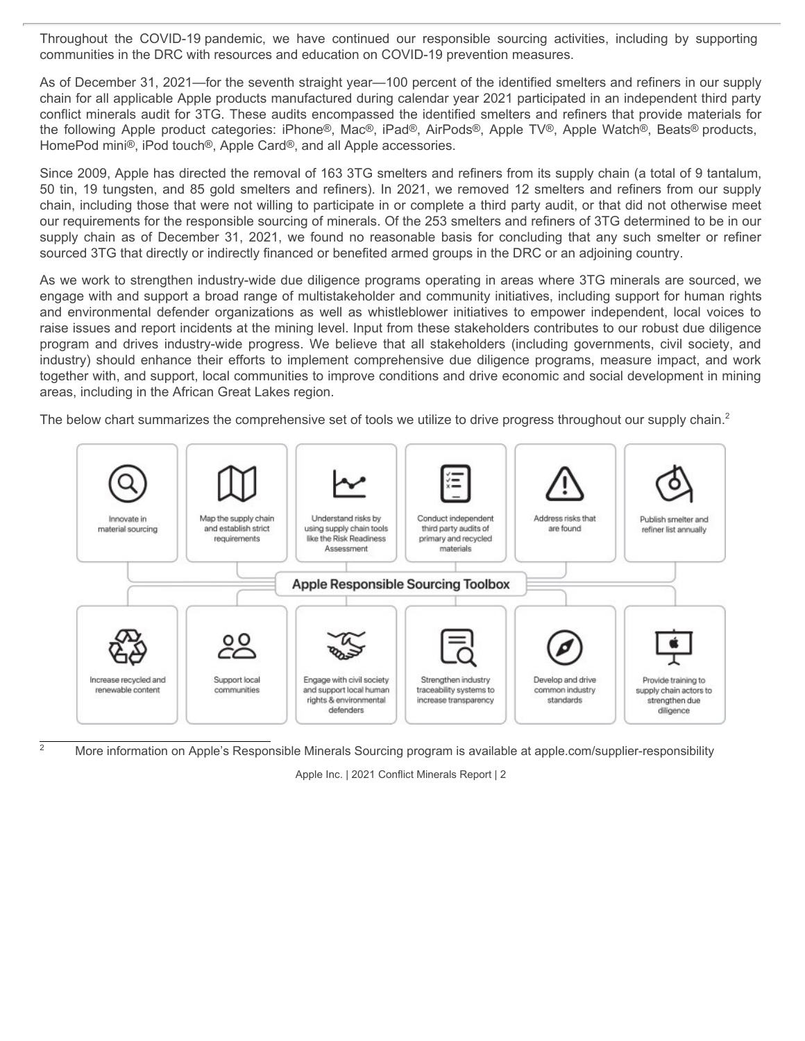Throughout the COVID-19 pandemic, we have continued our responsible sourcing activities, including by supporting communities in the DRC with resources and education on COVID-19 prevention measures.

As of December 31, 2021—for the seventh straight year—100 percent of the identified smelters and refiners in our supply chain for all applicable Apple products manufactured during calendar year 2021 participated in an independent third party conflict minerals audit for 3TG. These audits encompassed the identified smelters and refiners that provide materials for the following Apple product categories: iPhone®, Mac®, iPad®, AirPods®, Apple TV®, Apple Watch®, Beats® products, HomePod mini®, iPod touch®, Apple Card®, and all Apple accessories.

Since 2009, Apple has directed the removal of 163 3TG smelters and refiners from its supply chain (a total of 9 tantalum, 50 tin, 19 tungsten, and 85 gold smelters and refiners). In 2021, we removed 12 smelters and refiners from our supply chain, including those that were not willing to participate in or complete a third party audit, or that did not otherwise meet our requirements for the responsible sourcing of minerals. Of the 253 smelters and refiners of 3TG determined to be in our supply chain as of December 31, 2021, we found no reasonable basis for concluding that any such smelter or refiner sourced 3TG that directly or indirectly financed or benefited armed groups in the DRC or an adjoining country.

As we work to strengthen industry-wide due diligence programs operating in areas where 3TG minerals are sourced, we engage with and support a broad range of multistakeholder and community initiatives, including support for human rights and environmental defender organizations as well as whistleblower initiatives to empower independent, local voices to raise issues and report incidents at the mining level. Input from these stakeholders contributes to our robust due diligence program and drives industry-wide progress. We believe that all stakeholders (including governments, civil society, and industry) should enhance their efforts to implement comprehensive due diligence programs, measure impact, and work together with, and support, local communities to improve conditions and drive economic and social development in mining areas, including in the African Great Lakes region.

The below chart summarizes the comprehensive set of tools we utilize to drive progress throughout our supply chain.[2]

**Apple Responsible Sourcing Toolbox**

- Innovate in material sourcing
- Map the supply chain and establish strict requirements
- Understand risks by using supply chain tools like the Risk Readiness Assessment
- Conduct independent third party audits of primary and recycled materials
- Address risks that are found
- Publish smelter and refiner list annually
- Increase recycled and renewable content
- Support local communities
- Engage with civil society and support local human rights & environmental defenders
- Strengthen industry traceability systems to increase transparency
- Develop and drive common industry standards
- Provide training to supply chain actors to strengthen due diligence

[2] More information on Apple's Responsible Minerals Sourcing program is available at apple.com/supplier-responsibility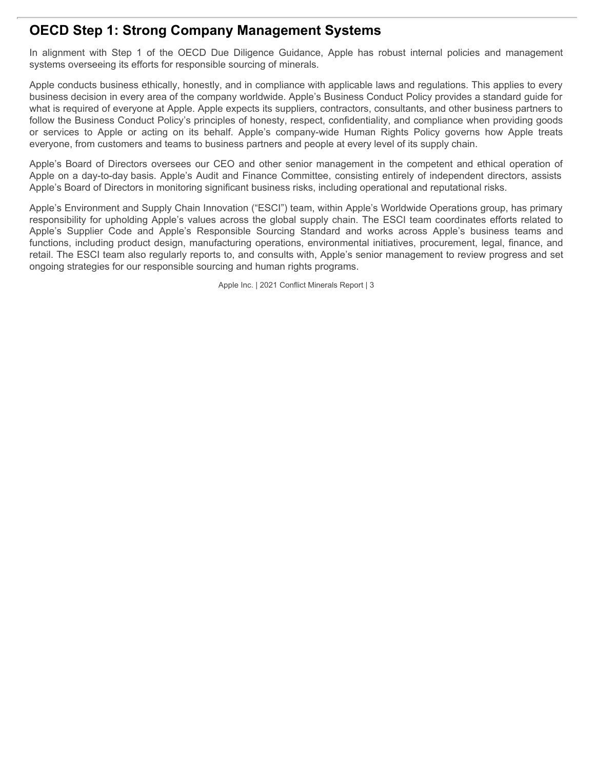## OECD Step 1: Strong Company Management Systems

In alignment with Step 1 of the OECD Due Diligence Guidance, Apple has robust internal policies and management systems overseeing its efforts for responsible sourcing of minerals.

Apple conducts business ethically, honestly, and in compliance with applicable laws and regulations. This applies to every business decision in every area of the company worldwide. Apple's Business Conduct Policy provides a standard guide for what is required of everyone at Apple. Apple expects its suppliers, contractors, consultants, and other business partners to follow the Business Conduct Policy's principles of honesty, respect, confidentiality, and compliance when providing goods or services to Apple or acting on its behalf. Apple's company-wide Human Rights Policy governs how Apple treats everyone, from customers and teams to business partners and people at every level of its supply chain.

Apple's Board of Directors oversees our CEO and other senior management in the competent and ethical operation of Apple on a day-to-day basis. Apple's Audit and Finance Committee, consisting entirely of independent directors, assists Apple's Board of Directors in monitoring significant business risks, including operational and reputational risks.

Apple's Environment and Supply Chain Innovation ("ESCI") team, within Apple's Worldwide Operations group, has primary responsibility for upholding Apple's values across the global supply chain. The ESCI team coordinates efforts related to Apple's Supplier Code and Apple's Responsible Sourcing Standard and works across Apple's business teams and functions, including product design, manufacturing operations, environmental initiatives, procurement, legal, finance, and retail. The ESCI team also regularly reports to, and consults with, Apple's senior management to review progress and set ongoing strategies for our responsible sourcing and human rights programs.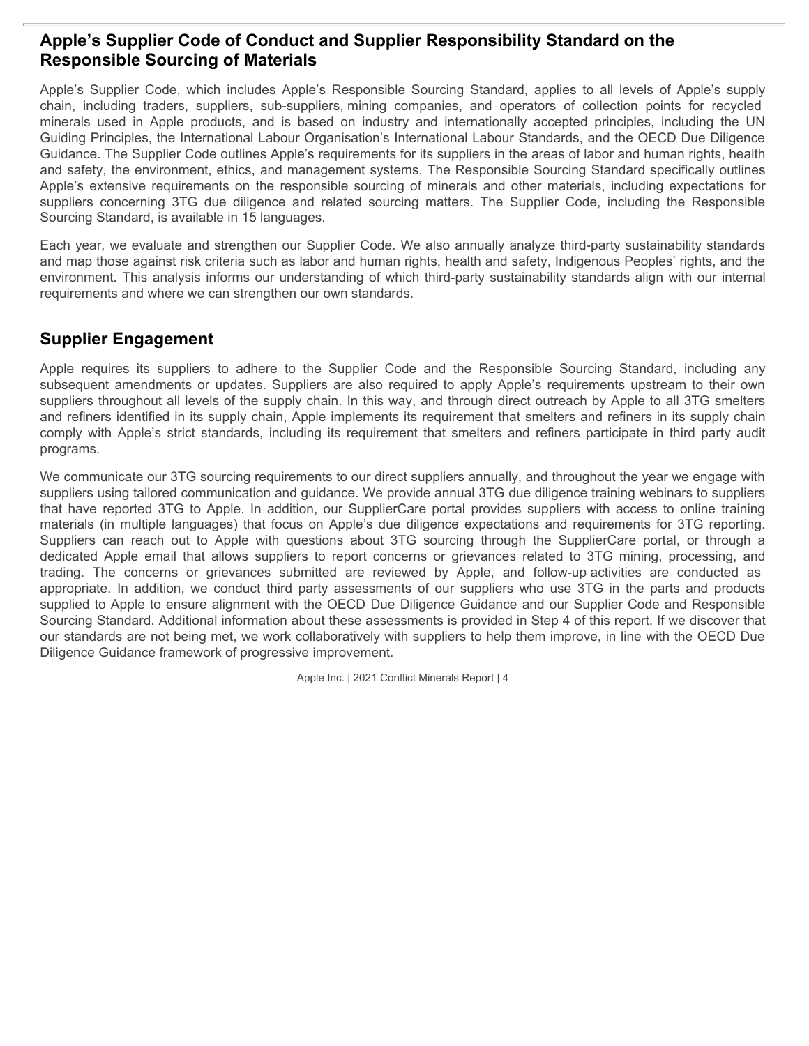## Apple's Supplier Code of Conduct and Supplier Responsibility Standard on the Responsible Sourcing of Materials

Apple's Supplier Code, which includes Apple's Responsible Sourcing Standard, applies to all levels of Apple's supply chain, including traders, suppliers, sub-suppliers, mining companies, and operators of collection points for recycled minerals used in Apple products, and is based on industry and internationally accepted principles, including the UN Guiding Principles, the International Labour Organisation's International Labour Standards, and the OECD Due Diligence Guidance. The Supplier Code outlines Apple's requirements for its suppliers in the areas of labor and human rights, health and safety, the environment, ethics, and management systems. The Responsible Sourcing Standard specifically outlines Apple's extensive requirements on the responsible sourcing of minerals and other materials, including expectations for suppliers concerning 3TG due diligence and related sourcing matters. The Supplier Code, including the Responsible Sourcing Standard, is available in 15 languages.

Each year, we evaluate and strengthen our Supplier Code. We also annually analyze third-party sustainability standards and map those against risk criteria such as labor and human rights, health and safety, Indigenous Peoples' rights, and the environment. This analysis informs our understanding of which third-party sustainability standards align with our internal requirements and where we can strengthen our own standards.

## Supplier Engagement

Apple requires its suppliers to adhere to the Supplier Code and the Responsible Sourcing Standard, including any subsequent amendments or updates. Suppliers are also required to apply Apple's requirements upstream to their own suppliers throughout all levels of the supply chain. In this way, and through direct outreach by Apple to all 3TG smelters and refiners identified in its supply chain, Apple implements its requirement that smelters and refiners in its supply chain comply with Apple's strict standards, including its requirement that smelters and refiners participate in third party audit programs.

We communicate our 3TG sourcing requirements to our direct suppliers annually, and throughout the year we engage with suppliers using tailored communication and guidance. We provide annual 3TG due diligence training webinars to suppliers that have reported 3TG to Apple. In addition, our SupplierCare portal provides suppliers with access to online training materials (in multiple languages) that focus on Apple's due diligence expectations and requirements for 3TG reporting. Suppliers can reach out to Apple with questions about 3TG sourcing through the SupplierCare portal, or through a dedicated Apple email that allows suppliers to report concerns or grievances related to 3TG mining, processing, and trading. The concerns or grievances submitted are reviewed by Apple, and follow-up activities are conducted as appropriate. In addition, we conduct third party assessments of our suppliers who use 3TG in the parts and products supplied to Apple to ensure alignment with the OECD Due Diligence Guidance and our Supplier Code and Responsible Sourcing Standard. Additional information about these assessments is provided in Step 4 of this report. If we discover that our standards are not being met, we work collaboratively with suppliers to help them improve, in line with the OECD Due Diligence Guidance framework of progressive improvement.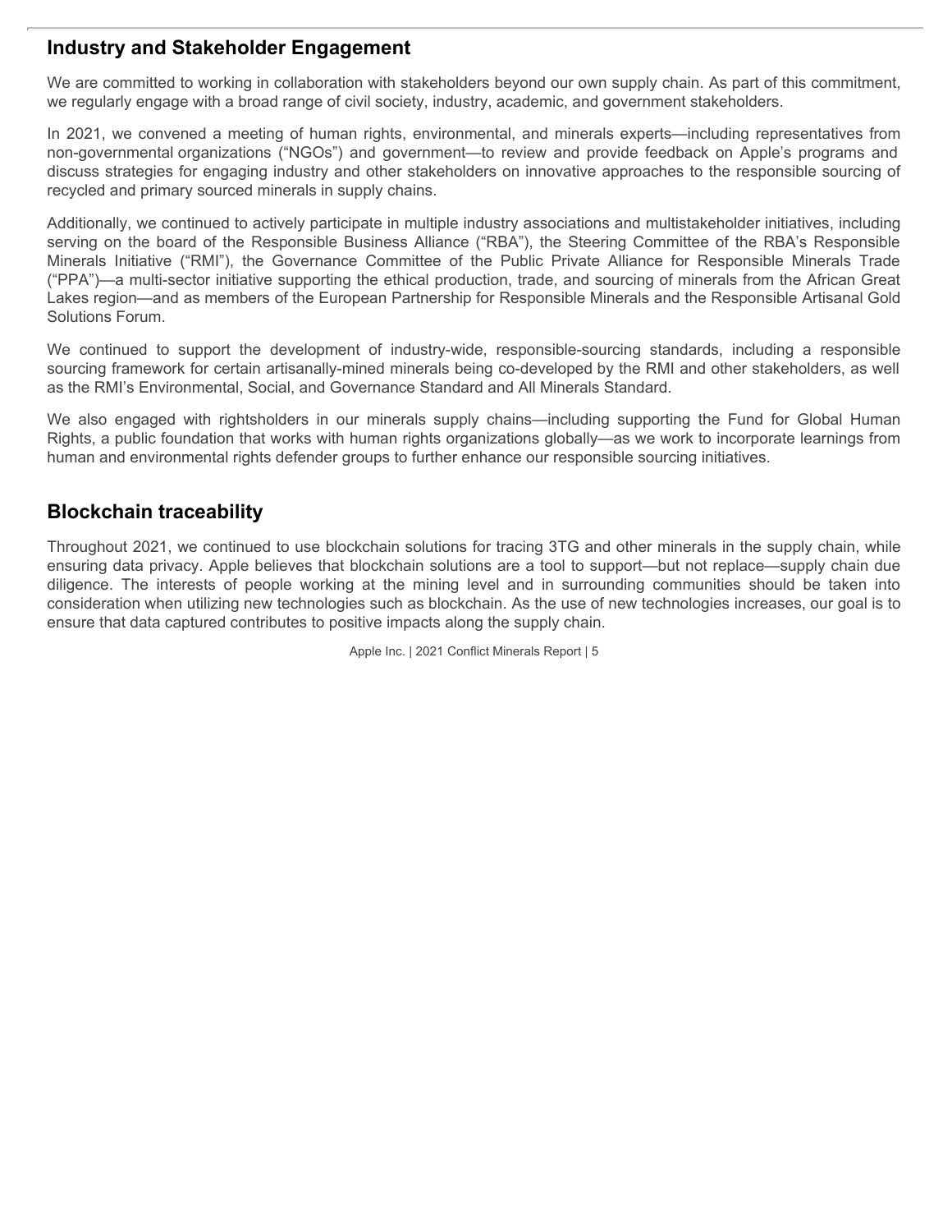## Industry and Stakeholder Engagement

We are committed to working in collaboration with stakeholders beyond our own supply chain. As part of this commitment, we regularly engage with a broad range of civil society, industry, academic, and government stakeholders.

In 2021, we convened a meeting of human rights, environmental, and minerals experts—including representatives from non-governmental organizations ("NGOs") and government—to review and provide feedback on Apple's programs and discuss strategies for engaging industry and other stakeholders on innovative approaches to the responsible sourcing of recycled and primary sourced minerals in supply chains.

Additionally, we continued to actively participate in multiple industry associations and multistakeholder initiatives, including serving on the board of the Responsible Business Alliance ("RBA"), the Steering Committee of the RBA's Responsible Minerals Initiative ("RMI"), the Governance Committee of the Public Private Alliance for Responsible Minerals Trade ("PPA")—a multi-sector initiative supporting the ethical production, trade, and sourcing of minerals from the African Great Lakes region—and as members of the European Partnership for Responsible Minerals and the Responsible Artisanal Gold Solutions Forum.

We continued to support the development of industry-wide, responsible-sourcing standards, including a responsible sourcing framework for certain artisanally-mined minerals being co-developed by the RMI and other stakeholders, as well as the RMI's Environmental, Social, and Governance Standard and All Minerals Standard.

We also engaged with rightsholders in our minerals supply chains—including supporting the Fund for Global Human Rights, a public foundation that works with human rights organizations globally—as we work to incorporate learnings from human and environmental rights defender groups to further enhance our responsible sourcing initiatives.

## Blockchain traceability

Throughout 2021, we continued to use blockchain solutions for tracing 3TG and other minerals in the supply chain, while ensuring data privacy. Apple believes that blockchain solutions are a tool to support—but not replace—supply chain due diligence. The interests of people working at the mining level and in surrounding communities should be taken into consideration when utilizing new technologies such as blockchain. As the use of new technologies increases, our goal is to ensure that data captured contributes to positive impacts along the supply chain.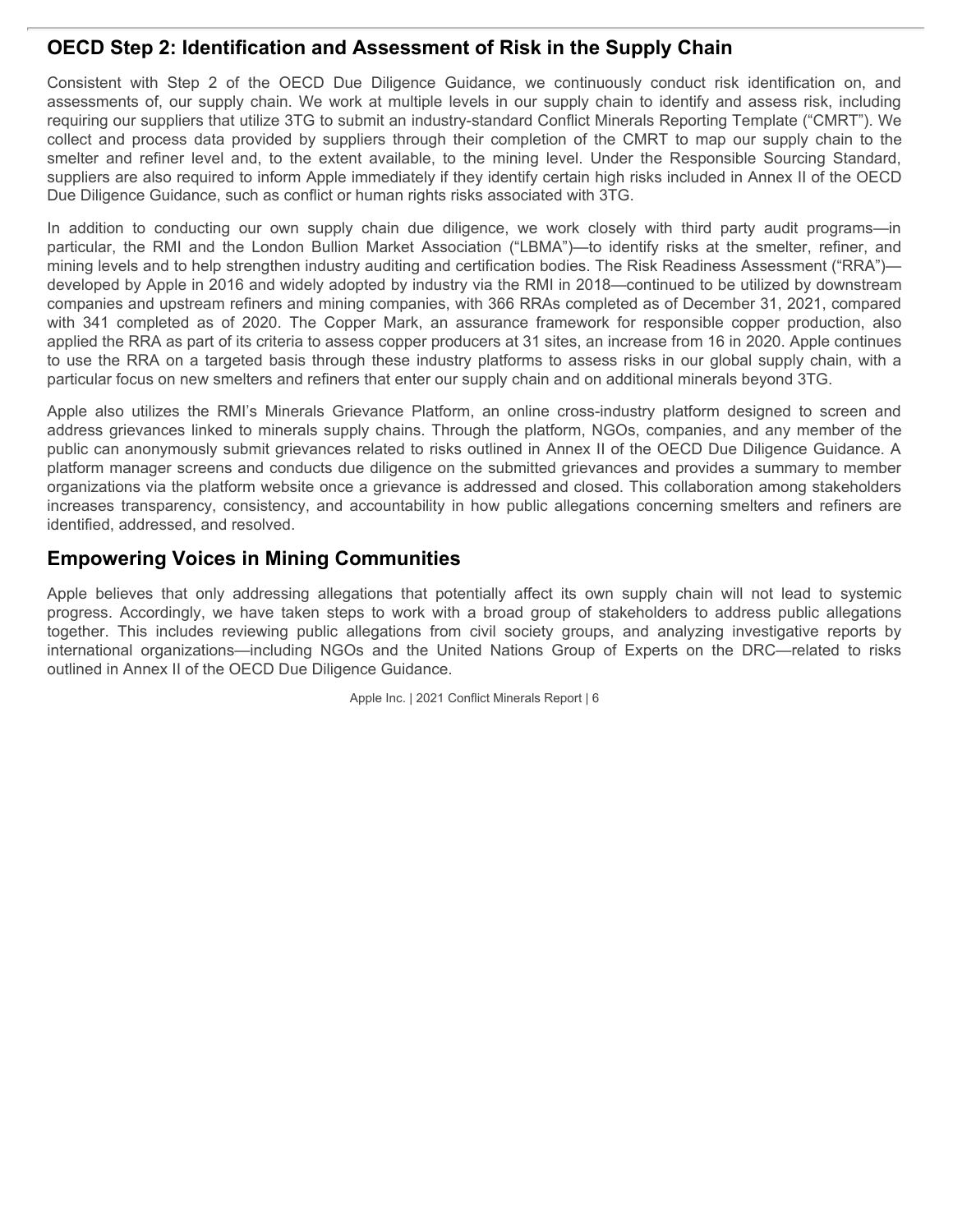## OECD Step 2: Identification and Assessment of Risk in the Supply Chain

Consistent with Step 2 of the OECD Due Diligence Guidance, we continuously conduct risk identification on, and assessments of, our supply chain. We work at multiple levels in our supply chain to identify and assess risk, including requiring our suppliers that utilize 3TG to submit an industry-standard Conflict Minerals Reporting Template ("CMRT"). We collect and process data provided by suppliers through their completion of the CMRT to map our supply chain to the smelter and refiner level and, to the extent available, to the mining level. Under the Responsible Sourcing Standard, suppliers are also required to inform Apple immediately if they identify certain high risks included in Annex II of the OECD Due Diligence Guidance, such as conflict or human rights risks associated with 3TG.

In addition to conducting our own supply chain due diligence, we work closely with third party audit programs—in particular, the RMI and the London Bullion Market Association ("LBMA")—to identify risks at the smelter, refiner, and mining levels and to help strengthen industry auditing and certification bodies. The Risk Readiness Assessment ("RRA")—developed by Apple in 2016 and widely adopted by industry via the RMI in 2018—continued to be utilized by downstream companies and upstream refiners and mining companies, with 366 RRAs completed as of December 31, 2021, compared with 341 completed as of 2020. The Copper Mark, an assurance framework for responsible copper production, also applied the RRA as part of its criteria to assess copper producers at 31 sites, an increase from 16 in 2020. Apple continues to use the RRA on a targeted basis through these industry platforms to assess risks in our global supply chain, with a particular focus on new smelters and refiners that enter our supply chain and on additional minerals beyond 3TG.

Apple also utilizes the RMI's Minerals Grievance Platform, an online cross-industry platform designed to screen and address grievances linked to minerals supply chains. Through the platform, NGOs, companies, and any member of the public can anonymously submit grievances related to risks outlined in Annex II of the OECD Due Diligence Guidance. A platform manager screens and conducts due diligence on the submitted grievances and provides a summary to member organizations via the platform website once a grievance is addressed and closed. This collaboration among stakeholders increases transparency, consistency, and accountability in how public allegations concerning smelters and refiners are identified, addressed, and resolved.

## Empowering Voices in Mining Communities

Apple believes that only addressing allegations that potentially affect its own supply chain will not lead to systemic progress. Accordingly, we have taken steps to work with a broad group of stakeholders to address public allegations together. This includes reviewing public allegations from civil society groups, and analyzing investigative reports by international organizations—including NGOs and the United Nations Group of Experts on the DRC—related to risks outlined in Annex II of the OECD Due Diligence Guidance.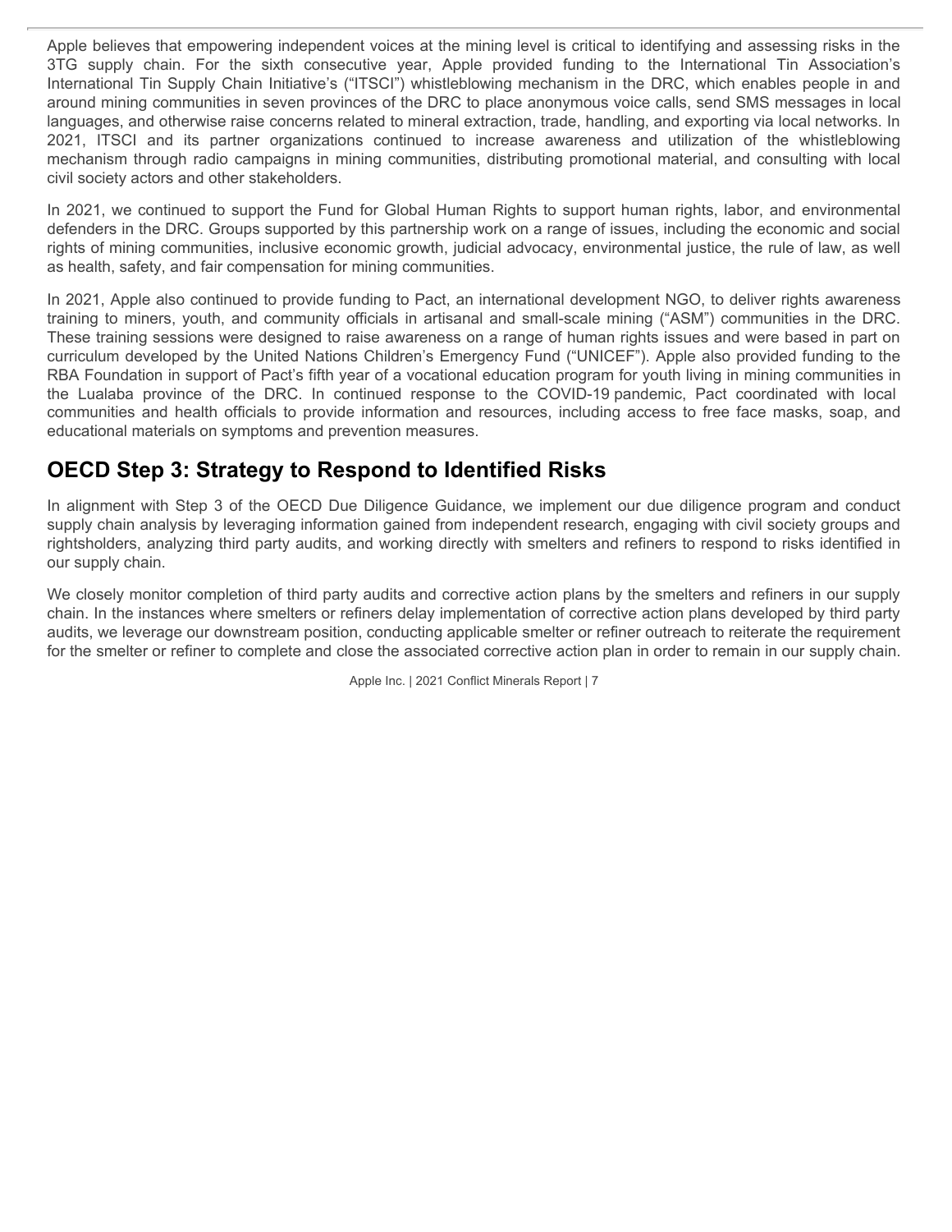Apple believes that empowering independent voices at the mining level is critical to identifying and assessing risks in the 3TG supply chain. For the sixth consecutive year, Apple provided funding to the International Tin Association's International Tin Supply Chain Initiative's ("ITSCI") whistleblowing mechanism in the DRC, which enables people in and around mining communities in seven provinces of the DRC to place anonymous voice calls, send SMS messages in local languages, and otherwise raise concerns related to mineral extraction, trade, handling, and exporting via local networks. In 2021, ITSCI and its partner organizations continued to increase awareness and utilization of the whistleblowing mechanism through radio campaigns in mining communities, distributing promotional material, and consulting with local civil society actors and other stakeholders.

In 2021, we continued to support the Fund for Global Human Rights to support human rights, labor, and environmental defenders in the DRC. Groups supported by this partnership work on a range of issues, including the economic and social rights of mining communities, inclusive economic growth, judicial advocacy, environmental justice, the rule of law, as well as health, safety, and fair compensation for mining communities.

In 2021, Apple also continued to provide funding to Pact, an international development NGO, to deliver rights awareness training to miners, youth, and community officials in artisanal and small-scale mining ("ASM") communities in the DRC. These training sessions were designed to raise awareness on a range of human rights issues and were based in part on curriculum developed by the United Nations Children's Emergency Fund ("UNICEF"). Apple also provided funding to the RBA Foundation in support of Pact's fifth year of a vocational education program for youth living in mining communities in the Lualaba province of the DRC. In continued response to the COVID-19 pandemic, Pact coordinated with local communities and health officials to provide information and resources, including access to free face masks, soap, and educational materials on symptoms and prevention measures.

## OECD Step 3: Strategy to Respond to Identified Risks

In alignment with Step 3 of the OECD Due Diligence Guidance, we implement our due diligence program and conduct supply chain analysis by leveraging information gained from independent research, engaging with civil society groups and rightsholders, analyzing third party audits, and working directly with smelters and refiners to respond to risks identified in our supply chain.

We closely monitor completion of third party audits and corrective action plans by the smelters and refiners in our supply chain. In the instances where smelters or refiners delay implementation of corrective action plans developed by third party audits, we leverage our downstream position, conducting applicable smelter or refiner outreach to reiterate the requirement for the smelter or refiner to complete and close the associated corrective action plan in order to remain in our supply chain.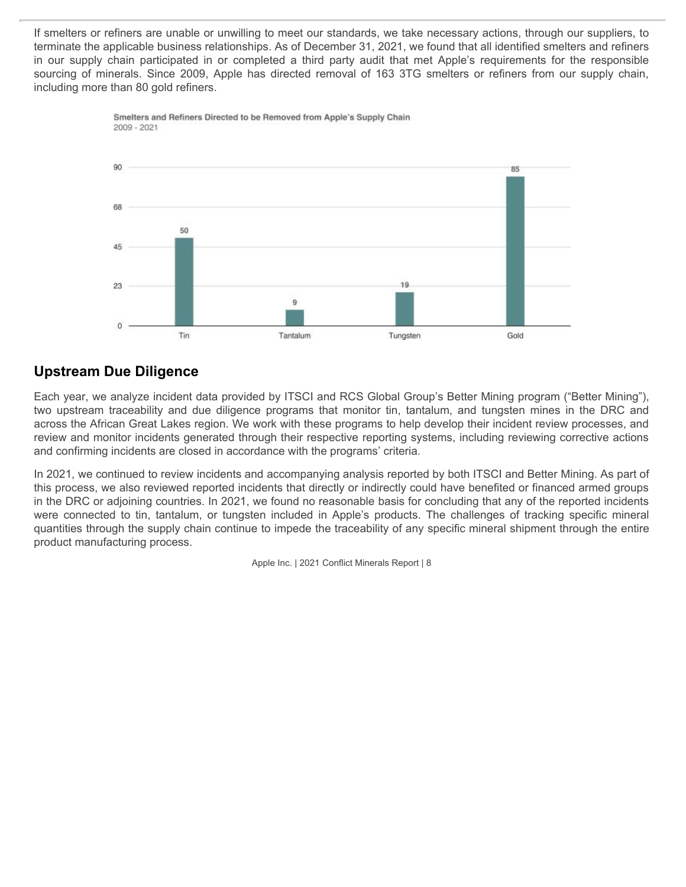If smelters or refiners are unable or unwilling to meet our standards, we take necessary actions, through our suppliers, to terminate the applicable business relationships. As of December 31, 2021, we found that all identified smelters and refiners in our supply chain participated in or completed a third party audit that met Apple's requirements for the responsible sourcing of minerals. Since 2009, Apple has directed removal of 163 3TG smelters or refiners from our supply chain, including more than 80 gold refiners.

**Smelters and Refiners Directed to be Removed from Apple's Supply Chain**
2009 - 2021

| Tin | Tantalum | Tungsten | Gold |
| --- | --- | --- | --- |
| 50 | 9 | 19 | 85 |

## Upstream Due Diligence

Each year, we analyze incident data provided by ITSCI and RCS Global Group's Better Mining program ("Better Mining"), two upstream traceability and due diligence programs that monitor tin, tantalum, and tungsten mines in the DRC and across the African Great Lakes region. We work with these programs to help develop their incident review processes, and review and monitor incidents generated through their respective reporting systems, including reviewing corrective actions and confirming incidents are closed in accordance with the programs' criteria.

In 2021, we continued to review incidents and accompanying analysis reported by both ITSCI and Better Mining. As part of this process, we also reviewed reported incidents that directly or indirectly could have benefited or financed armed groups in the DRC or adjoining countries. In 2021, we found no reasonable basis for concluding that any of the reported incidents were connected to tin, tantalum, or tungsten included in Apple's products. The challenges of tracking specific mineral quantities through the supply chain continue to impede the traceability of any specific mineral shipment through the entire product manufacturing process.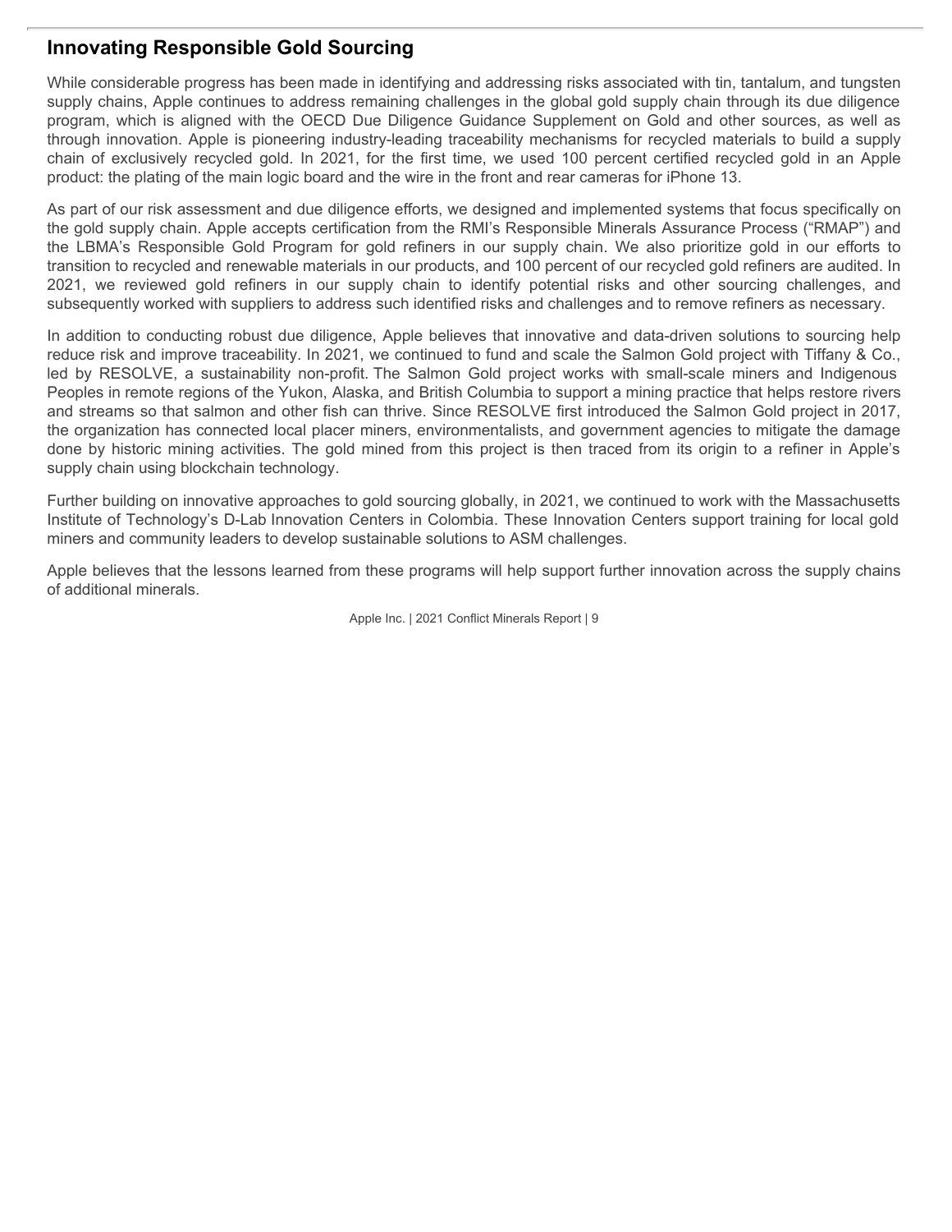## Innovating Responsible Gold Sourcing

While considerable progress has been made in identifying and addressing risks associated with tin, tantalum, and tungsten supply chains, Apple continues to address remaining challenges in the global gold supply chain through its due diligence program, which is aligned with the OECD Due Diligence Guidance Supplement on Gold and other sources, as well as through innovation. Apple is pioneering industry-leading traceability mechanisms for recycled materials to build a supply chain of exclusively recycled gold. In 2021, for the first time, we used 100 percent certified recycled gold in an Apple product: the plating of the main logic board and the wire in the front and rear cameras for iPhone 13.

As part of our risk assessment and due diligence efforts, we designed and implemented systems that focus specifically on the gold supply chain. Apple accepts certification from the RMI's Responsible Minerals Assurance Process ("RMAP") and the LBMA's Responsible Gold Program for gold refiners in our supply chain. We also prioritize gold in our efforts to transition to recycled and renewable materials in our products, and 100 percent of our recycled gold refiners are audited. In 2021, we reviewed gold refiners in our supply chain to identify potential risks and other sourcing challenges, and subsequently worked with suppliers to address such identified risks and challenges and to remove refiners as necessary.

In addition to conducting robust due diligence, Apple believes that innovative and data-driven solutions to sourcing help reduce risk and improve traceability. In 2021, we continued to fund and scale the Salmon Gold project with Tiffany & Co., led by RESOLVE, a sustainability non-profit. The Salmon Gold project works with small-scale miners and Indigenous Peoples in remote regions of the Yukon, Alaska, and British Columbia to support a mining practice that helps restore rivers and streams so that salmon and other fish can thrive. Since RESOLVE first introduced the Salmon Gold project in 2017, the organization has connected local placer miners, environmentalists, and government agencies to mitigate the damage done by historic mining activities. The gold mined from this project is then traced from its origin to a refiner in Apple's supply chain using blockchain technology.

Further building on innovative approaches to gold sourcing globally, in 2021, we continued to work with the Massachusetts Institute of Technology's D-Lab Innovation Centers in Colombia. These Innovation Centers support training for local gold miners and community leaders to develop sustainable solutions to ASM challenges.

Apple believes that the lessons learned from these programs will help support further innovation across the supply chains of additional minerals.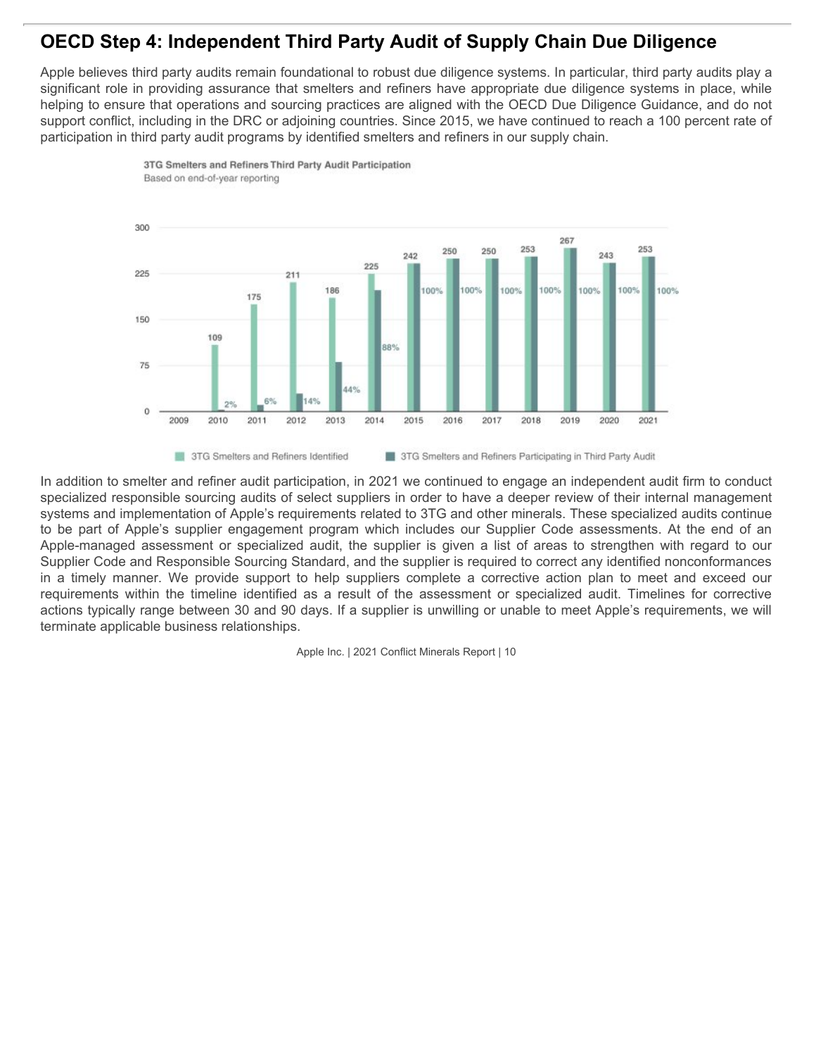## OECD Step 4: Independent Third Party Audit of Supply Chain Due Diligence

Apple believes third party audits remain foundational to robust due diligence systems. In particular, third party audits play a significant role in providing assurance that smelters and refiners have appropriate due diligence systems in place, while helping to ensure that operations and sourcing practices are aligned with the OECD Due Diligence Guidance, and do not support conflict, including in the DRC or adjoining countries. Since 2015, we have continued to reach a 100 percent rate of participation in third party audit programs by identified smelters and refiners in our supply chain.

**3TG Smelters and Refiners Third Party Audit Participation**
Based on end-of-year reporting

| Year | 3TG Smelters and Refiners Identified | 3TG Smelters and Refiners Participating in Third Party Audit |
|---|---|---|
| 2009 | | |
| 2010 | 109 | 2% |
| 2011 | 175 | 6% |
| 2012 | 211 | 14% |
| 2013 | 186 | 44% |
| 2014 | 225 | 88% |
| 2015 | 242 | 100% |
| 2016 | 250 | 100% |
| 2017 | 250 | 100% |
| 2018 | 253 | 100% |
| 2019 | 267 | 100% |
| 2020 | 243 | 100% |
| 2021 | 253 | 100% |

In addition to smelter and refiner audit participation, in 2021 we continued to engage an independent audit firm to conduct specialized responsible sourcing audits of select suppliers in order to have a deeper review of their internal management systems and implementation of Apple's requirements related to 3TG and other minerals. These specialized audits continue to be part of Apple's supplier engagement program which includes our Supplier Code assessments. At the end of an Apple-managed assessment or specialized audit, the supplier is given a list of areas to strengthen with regard to our Supplier Code and Responsible Sourcing Standard, and the supplier is required to correct any identified nonconformances in a timely manner. We provide support to help suppliers complete a corrective action plan to meet and exceed our requirements within the timeline identified as a result of the assessment or specialized audit. Timelines for corrective actions typically range between 30 and 90 days. If a supplier is unwilling or unable to meet Apple's requirements, we will terminate applicable business relationships.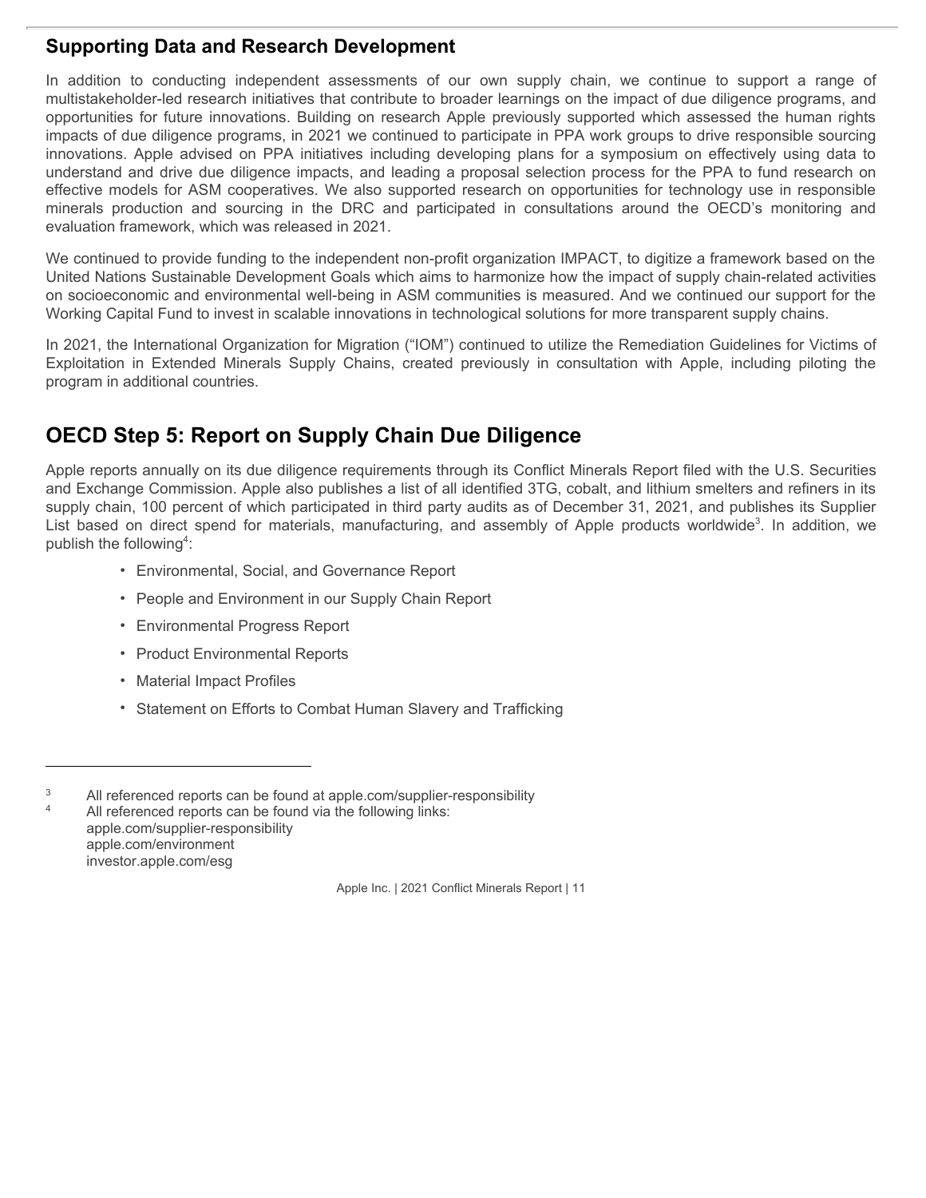## Supporting Data and Research Development

In addition to conducting independent assessments of our own supply chain, we continue to support a range of multistakeholder-led research initiatives that contribute to broader learnings on the impact of due diligence programs, and opportunities for future innovations. Building on research Apple previously supported which assessed the human rights impacts of due diligence programs, in 2021 we continued to participate in PPA work groups to drive responsible sourcing innovations. Apple advised on PPA initiatives including developing plans for a symposium on effectively using data to understand and drive due diligence impacts, and leading a proposal selection process for the PPA to fund research on effective models for ASM cooperatives. We also supported research on opportunities for technology use in responsible minerals production and sourcing in the DRC and participated in consultations around the OECD's monitoring and evaluation framework, which was released in 2021.

We continued to provide funding to the independent non-profit organization IMPACT, to digitize a framework based on the United Nations Sustainable Development Goals which aims to harmonize how the impact of supply chain-related activities on socioeconomic and environmental well-being in ASM communities is measured. And we continued our support for the Working Capital Fund to invest in scalable innovations in technological solutions for more transparent supply chains.

In 2021, the International Organization for Migration ("IOM") continued to utilize the Remediation Guidelines for Victims of Exploitation in Extended Minerals Supply Chains, created previously in consultation with Apple, including piloting the program in additional countries.

## OECD Step 5: Report on Supply Chain Due Diligence

Apple reports annually on its due diligence requirements through its Conflict Minerals Report filed with the U.S. Securities and Exchange Commission. Apple also publishes a list of all identified 3TG, cobalt, and lithium smelters and refiners in its supply chain, 100 percent of which participated in third party audits as of December 31, 2021, and publishes its Supplier List based on direct spend for materials, manufacturing, and assembly of Apple products worldwide[3]. In addition, we publish the following[4]:

- Environmental, Social, and Governance Report
- People and Environment in our Supply Chain Report
- Environmental Progress Report
- Product Environmental Reports
- Material Impact Profiles
- Statement on Efforts to Combat Human Slavery and Trafficking

---

[3] All referenced reports can be found at apple.com/supplier-responsibility

[4] All referenced reports can be found via the following links:
apple.com/supplier-responsibility
apple.com/environment
investor.apple.com/esg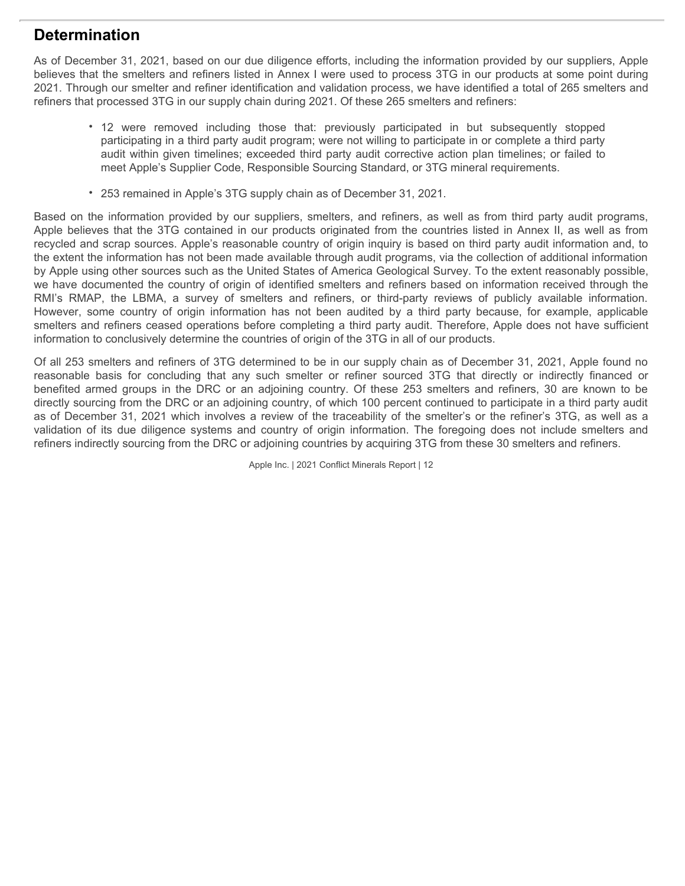## Determination

As of December 31, 2021, based on our due diligence efforts, including the information provided by our suppliers, Apple believes that the smelters and refiners listed in Annex I were used to process 3TG in our products at some point during 2021. Through our smelter and refiner identification and validation process, we have identified a total of 265 smelters and refiners that processed 3TG in our supply chain during 2021. Of these 265 smelters and refiners:

- 12 were removed including those that: previously participated in but subsequently stopped participating in a third party audit program; were not willing to participate in or complete a third party audit within given timelines; exceeded third party audit corrective action plan timelines; or failed to meet Apple's Supplier Code, Responsible Sourcing Standard, or 3TG mineral requirements.
- 253 remained in Apple's 3TG supply chain as of December 31, 2021.

Based on the information provided by our suppliers, smelters, and refiners, as well as from third party audit programs, Apple believes that the 3TG contained in our products originated from the countries listed in Annex II, as well as from recycled and scrap sources. Apple's reasonable country of origin inquiry is based on third party audit information and, to the extent the information has not been made available through audit programs, via the collection of additional information by Apple using other sources such as the United States of America Geological Survey. To the extent reasonably possible, we have documented the country of origin of identified smelters and refiners based on information received through the RMI's RMAP, the LBMA, a survey of smelters and refiners, or third-party reviews of publicly available information. However, some country of origin information has not been audited by a third party because, for example, applicable smelters and refiners ceased operations before completing a third party audit. Therefore, Apple does not have sufficient information to conclusively determine the countries of origin of the 3TG in all of our products.

Of all 253 smelters and refiners of 3TG determined to be in our supply chain as of December 31, 2021, Apple found no reasonable basis for concluding that any such smelter or refiner sourced 3TG that directly or indirectly financed or benefited armed groups in the DRC or an adjoining country. Of these 253 smelters and refiners, 30 are known to be directly sourcing from the DRC or an adjoining country, of which 100 percent continued to participate in a third party audit as of December 31, 2021 which involves a review of the traceability of the smelter's or the refiner's 3TG, as well as a validation of its due diligence systems and country of origin information. The foregoing does not include smelters and refiners indirectly sourcing from the DRC or adjoining countries by acquiring 3TG from these 30 smelters and refiners.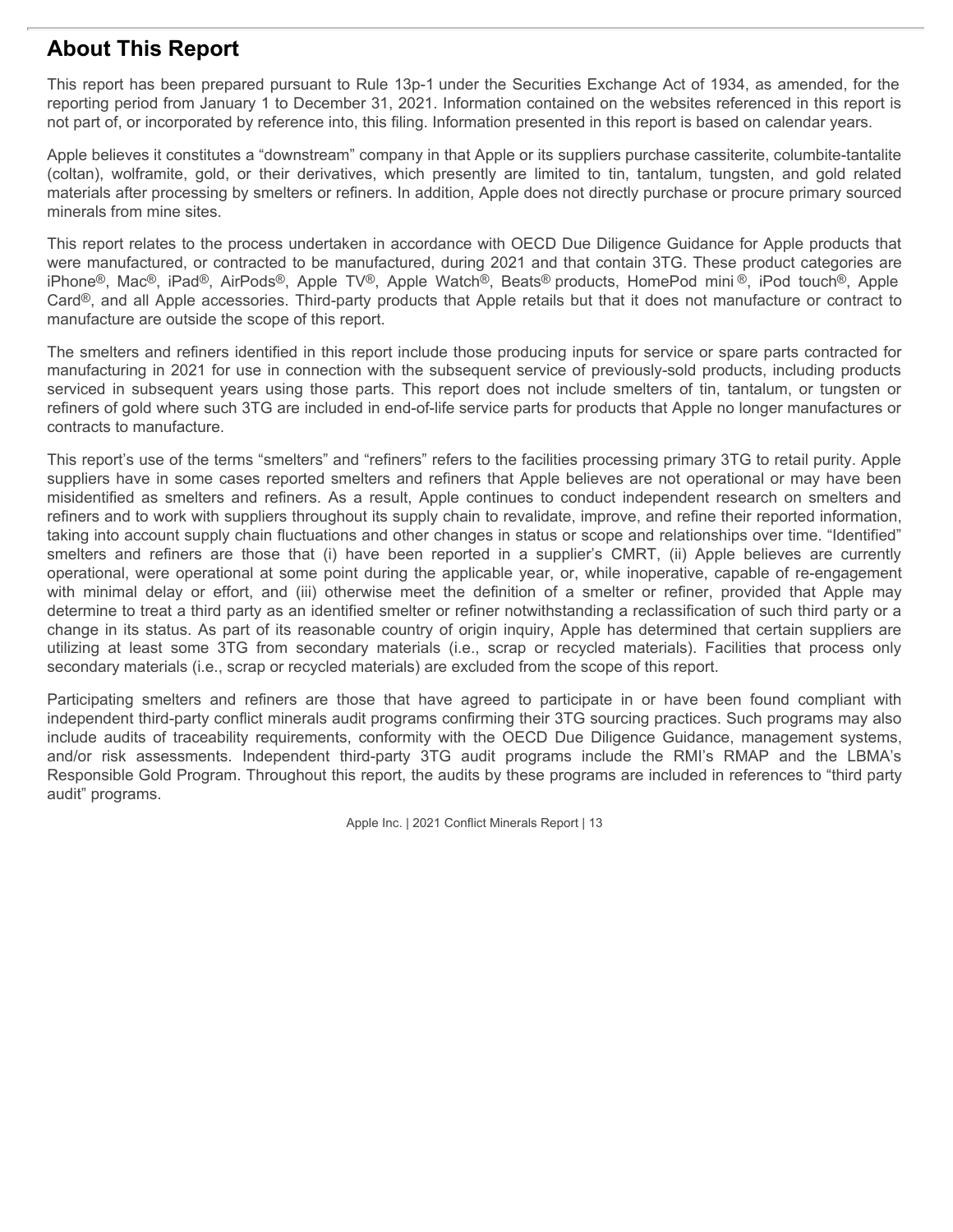## About This Report

This report has been prepared pursuant to Rule 13p-1 under the Securities Exchange Act of 1934, as amended, for the reporting period from January 1 to December 31, 2021. Information contained on the websites referenced in this report is not part of, or incorporated by reference into, this filing. Information presented in this report is based on calendar years.

Apple believes it constitutes a "downstream" company in that Apple or its suppliers purchase cassiterite, columbite-tantalite (coltan), wolframite, gold, or their derivatives, which presently are limited to tin, tantalum, tungsten, and gold related materials after processing by smelters or refiners. In addition, Apple does not directly purchase or procure primary sourced minerals from mine sites.

This report relates to the process undertaken in accordance with OECD Due Diligence Guidance for Apple products that were manufactured, or contracted to be manufactured, during 2021 and that contain 3TG. These product categories are iPhone®, Mac®, iPad®, AirPods®, Apple TV®, Apple Watch®, Beats® products, HomePod mini ®, iPod touch®, Apple Card®, and all Apple accessories. Third-party products that Apple retails but that it does not manufacture or contract to manufacture are outside the scope of this report.

The smelters and refiners identified in this report include those producing inputs for service or spare parts contracted for manufacturing in 2021 for use in connection with the subsequent service of previously-sold products, including products serviced in subsequent years using those parts. This report does not include smelters of tin, tantalum, or tungsten or refiners of gold where such 3TG are included in end-of-life service parts for products that Apple no longer manufactures or contracts to manufacture.

This report's use of the terms "smelters" and "refiners" refers to the facilities processing primary 3TG to retail purity. Apple suppliers have in some cases reported smelters and refiners that Apple believes are not operational or may have been misidentified as smelters and refiners. As a result, Apple continues to conduct independent research on smelters and refiners and to work with suppliers throughout its supply chain to revalidate, improve, and refine their reported information, taking into account supply chain fluctuations and other changes in status or scope and relationships over time. "Identified" smelters and refiners are those that (i) have been reported in a supplier's CMRT, (ii) Apple believes are currently operational, were operational at some point during the applicable year, or, while inoperative, capable of re-engagement with minimal delay or effort, and (iii) otherwise meet the definition of a smelter or refiner, provided that Apple may determine to treat a third party as an identified smelter or refiner notwithstanding a reclassification of such third party or a change in its status. As part of its reasonable country of origin inquiry, Apple has determined that certain suppliers are utilizing at least some 3TG from secondary materials (i.e., scrap or recycled materials). Facilities that process only secondary materials (i.e., scrap or recycled materials) are excluded from the scope of this report.

Participating smelters and refiners are those that have agreed to participate in or have been found compliant with independent third-party conflict minerals audit programs confirming their 3TG sourcing practices. Such programs may also include audits of traceability requirements, conformity with the OECD Due Diligence Guidance, management systems, and/or risk assessments. Independent third-party 3TG audit programs include the RMI's RMAP and the LBMA's Responsible Gold Program. Throughout this report, the audits by these programs are included in references to "third party audit" programs.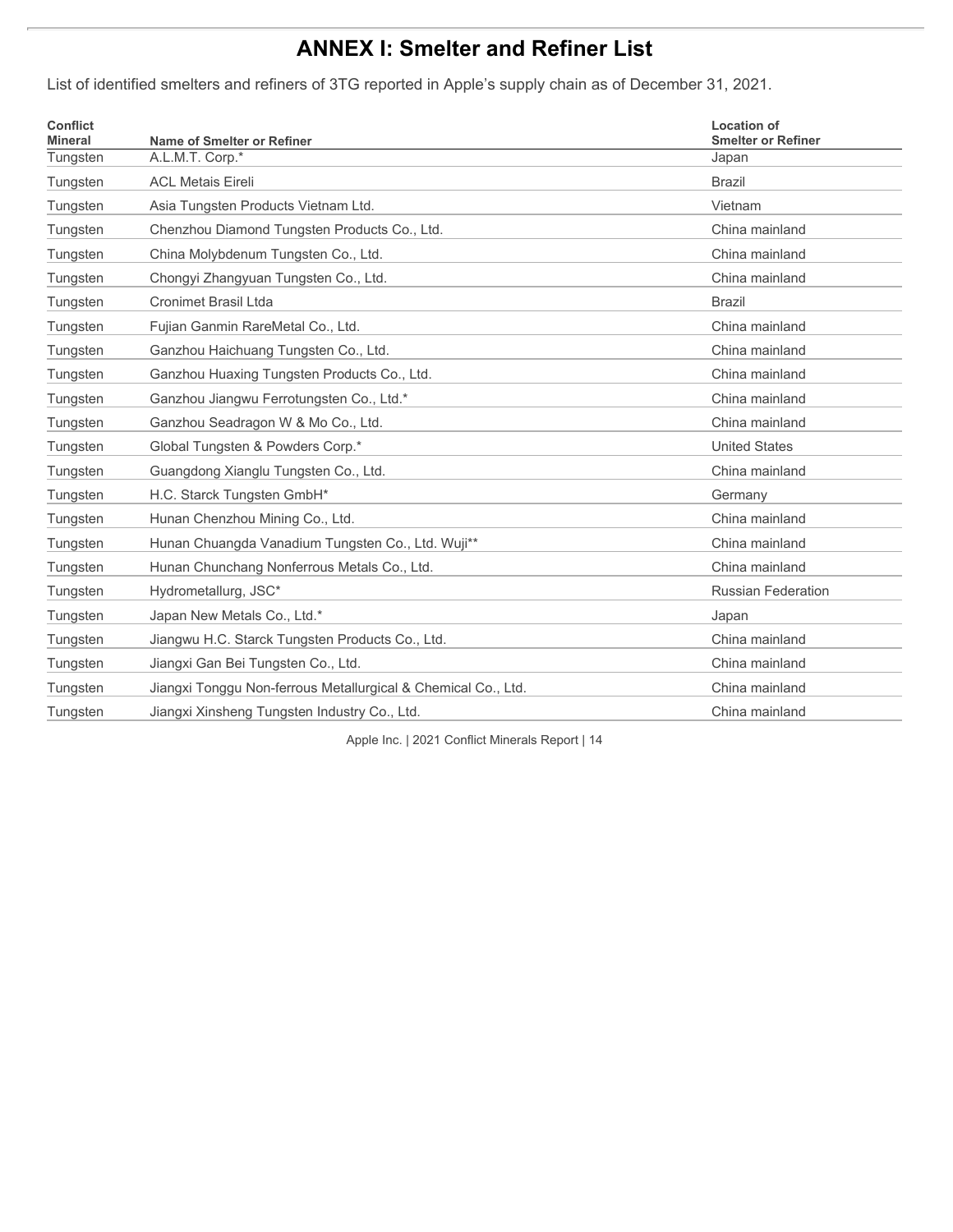# ANNEX I: Smelter and Refiner List

List of identified smelters and refiners of 3TG reported in Apple's supply chain as of December 31, 2021.

| Conflict Mineral | Name of Smelter or Refiner | Location of Smelter or Refiner |
|---|---|---|
| Tungsten | A.L.M.T. Corp.* | Japan |
| Tungsten | ACL Metais Eireli | Brazil |
| Tungsten | Asia Tungsten Products Vietnam Ltd. | Vietnam |
| Tungsten | Chenzhou Diamond Tungsten Products Co., Ltd. | China mainland |
| Tungsten | China Molybdenum Tungsten Co., Ltd. | China mainland |
| Tungsten | Chongyi Zhangyuan Tungsten Co., Ltd. | China mainland |
| Tungsten | Cronimet Brasil Ltda | Brazil |
| Tungsten | Fujian Ganmin RareMetal Co., Ltd. | China mainland |
| Tungsten | Ganzhou Haichuang Tungsten Co., Ltd. | China mainland |
| Tungsten | Ganzhou Huaxing Tungsten Products Co., Ltd. | China mainland |
| Tungsten | Ganzhou Jiangwu Ferrotungsten Co., Ltd.* | China mainland |
| Tungsten | Ganzhou Seadragon W & Mo Co., Ltd. | China mainland |
| Tungsten | Global Tungsten & Powders Corp.* | United States |
| Tungsten | Guangdong Xianglu Tungsten Co., Ltd. | China mainland |
| Tungsten | H.C. Starck Tungsten GmbH* | Germany |
| Tungsten | Hunan Chenzhou Mining Co., Ltd. | China mainland |
| Tungsten | Hunan Chuangda Vanadium Tungsten Co., Ltd. Wuji** | China mainland |
| Tungsten | Hunan Chunchang Nonferrous Metals Co., Ltd. | China mainland |
| Tungsten | Hydrometallurg, JSC* | Russian Federation |
| Tungsten | Japan New Metals Co., Ltd.* | Japan |
| Tungsten | Jiangwu H.C. Starck Tungsten Products Co., Ltd. | China mainland |
| Tungsten | Jiangxi Gan Bei Tungsten Co., Ltd. | China mainland |
| Tungsten | Jiangxi Tonggu Non-ferrous Metallurgical & Chemical Co., Ltd. | China mainland |
| Tungsten | Jiangxi Xinsheng Tungsten Industry Co., Ltd. | China mainland |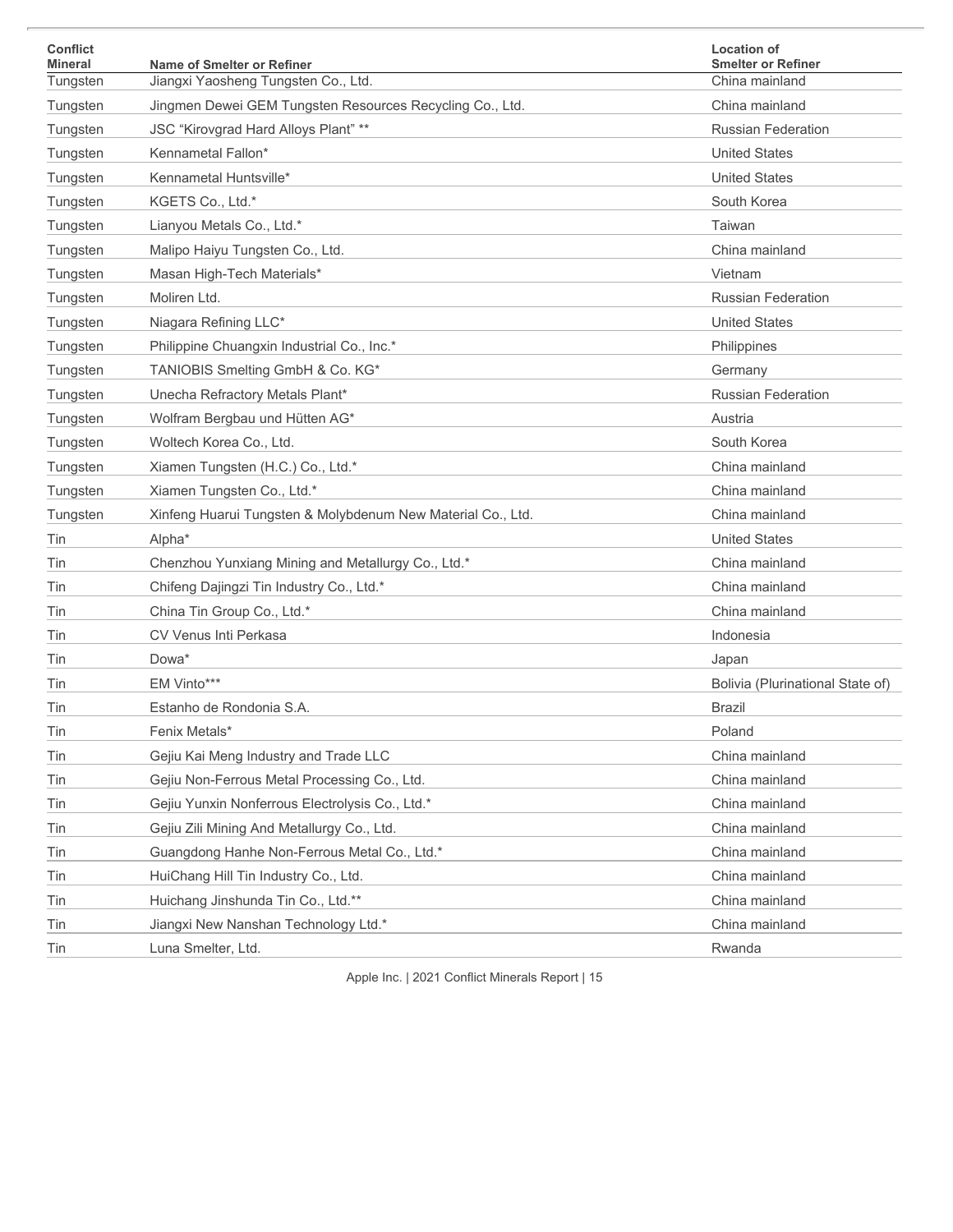| Conflict Mineral | Name of Smelter or Refiner | Location of Smelter or Refiner |
|---|---|---|
| Tungsten | Jiangxi Yaosheng Tungsten Co., Ltd. | China mainland |
| Tungsten | Jingmen Dewei GEM Tungsten Resources Recycling Co., Ltd. | China mainland |
| Tungsten | JSC “Kirovgrad Hard Alloys Plant” ** | Russian Federation |
| Tungsten | Kennametal Fallon* | United States |
| Tungsten | Kennametal Huntsville* | United States |
| Tungsten | KGETS Co., Ltd.* | South Korea |
| Tungsten | Lianyou Metals Co., Ltd.* | Taiwan |
| Tungsten | Malipo Haiyu Tungsten Co., Ltd. | China mainland |
| Tungsten | Masan High-Tech Materials* | Vietnam |
| Tungsten | Moliren Ltd. | Russian Federation |
| Tungsten | Niagara Refining LLC* | United States |
| Tungsten | Philippine Chuangxin Industrial Co., Inc.* | Philippines |
| Tungsten | TANIOBIS Smelting GmbH & Co. KG* | Germany |
| Tungsten | Unecha Refractory Metals Plant* | Russian Federation |
| Tungsten | Wolfram Bergbau und Hütten AG* | Austria |
| Tungsten | Woltech Korea Co., Ltd. | South Korea |
| Tungsten | Xiamen Tungsten (H.C.) Co., Ltd.* | China mainland |
| Tungsten | Xiamen Tungsten Co., Ltd.* | China mainland |
| Tungsten | Xinfeng Huarui Tungsten & Molybdenum New Material Co., Ltd. | China mainland |
| Tin | Alpha* | United States |
| Tin | Chenzhou Yunxiang Mining and Metallurgy Co., Ltd.* | China mainland |
| Tin | Chifeng Dajingzi Tin Industry Co., Ltd.* | China mainland |
| Tin | China Tin Group Co., Ltd.* | China mainland |
| Tin | CV Venus Inti Perkasa | Indonesia |
| Tin | Dowa* | Japan |
| Tin | EM Vinto*** | Bolivia (Plurinational State of) |
| Tin | Estanho de Rondonia S.A. | Brazil |
| Tin | Fenix Metals* | Poland |
| Tin | Gejiu Kai Meng Industry and Trade LLC | China mainland |
| Tin | Gejiu Non-Ferrous Metal Processing Co., Ltd. | China mainland |
| Tin | Gejiu Yunxin Nonferrous Electrolysis Co., Ltd.* | China mainland |
| Tin | Gejiu Zili Mining And Metallurgy Co., Ltd. | China mainland |
| Tin | Guangdong Hanhe Non-Ferrous Metal Co., Ltd.* | China mainland |
| Tin | HuiChang Hill Tin Industry Co., Ltd. | China mainland |
| Tin | Huichang Jinshunda Tin Co., Ltd.** | China mainland |
| Tin | Jiangxi New Nanshan Technology Ltd.* | China mainland |
| Tin | Luna Smelter, Ltd. | Rwanda |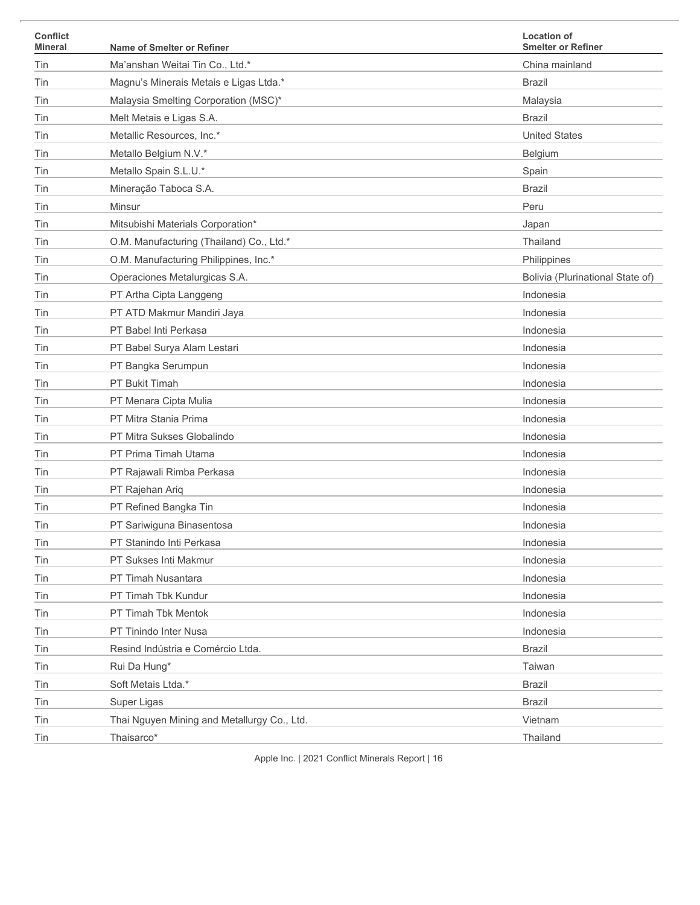| Conflict Mineral | Name of Smelter or Refiner | Location of Smelter or Refiner |
|---|---|---|
| Tin | Ma'anshan Weitai Tin Co., Ltd.* | China mainland |
| Tin | Magnu's Minerais Metais e Ligas Ltda.* | Brazil |
| Tin | Malaysia Smelting Corporation (MSC)* | Malaysia |
| Tin | Melt Metais e Ligas S.A. | Brazil |
| Tin | Metallic Resources, Inc.* | United States |
| Tin | Metallo Belgium N.V.* | Belgium |
| Tin | Metallo Spain S.L.U.* | Spain |
| Tin | Mineração Taboca S.A. | Brazil |
| Tin | Minsur | Peru |
| Tin | Mitsubishi Materials Corporation* | Japan |
| Tin | O.M. Manufacturing (Thailand) Co., Ltd.* | Thailand |
| Tin | O.M. Manufacturing Philippines, Inc.* | Philippines |
| Tin | Operaciones Metalurgicas S.A. | Bolivia (Plurinational State of) |
| Tin | PT Artha Cipta Langgeng | Indonesia |
| Tin | PT ATD Makmur Mandiri Jaya | Indonesia |
| Tin | PT Babel Inti Perkasa | Indonesia |
| Tin | PT Babel Surya Alam Lestari | Indonesia |
| Tin | PT Bangka Serumpun | Indonesia |
| Tin | PT Bukit Timah | Indonesia |
| Tin | PT Menara Cipta Mulia | Indonesia |
| Tin | PT Mitra Stania Prima | Indonesia |
| Tin | PT Mitra Sukses Globalindo | Indonesia |
| Tin | PT Prima Timah Utama | Indonesia |
| Tin | PT Rajawali Rimba Perkasa | Indonesia |
| Tin | PT Rajehan Ariq | Indonesia |
| Tin | PT Refined Bangka Tin | Indonesia |
| Tin | PT Sariwiguna Binasentosa | Indonesia |
| Tin | PT Stanindo Inti Perkasa | Indonesia |
| Tin | PT Sukses Inti Makmur | Indonesia |
| Tin | PT Timah Nusantara | Indonesia |
| Tin | PT Timah Tbk Kundur | Indonesia |
| Tin | PT Timah Tbk Mentok | Indonesia |
| Tin | PT Tinindo Inter Nusa | Indonesia |
| Tin | Resind Indústria e Comércio Ltda. | Brazil |
| Tin | Rui Da Hung* | Taiwan |
| Tin | Soft Metais Ltda.* | Brazil |
| Tin | Super Ligas | Brazil |
| Tin | Thai Nguyen Mining and Metallurgy Co., Ltd. | Vietnam |
| Tin | Thaisarco* | Thailand |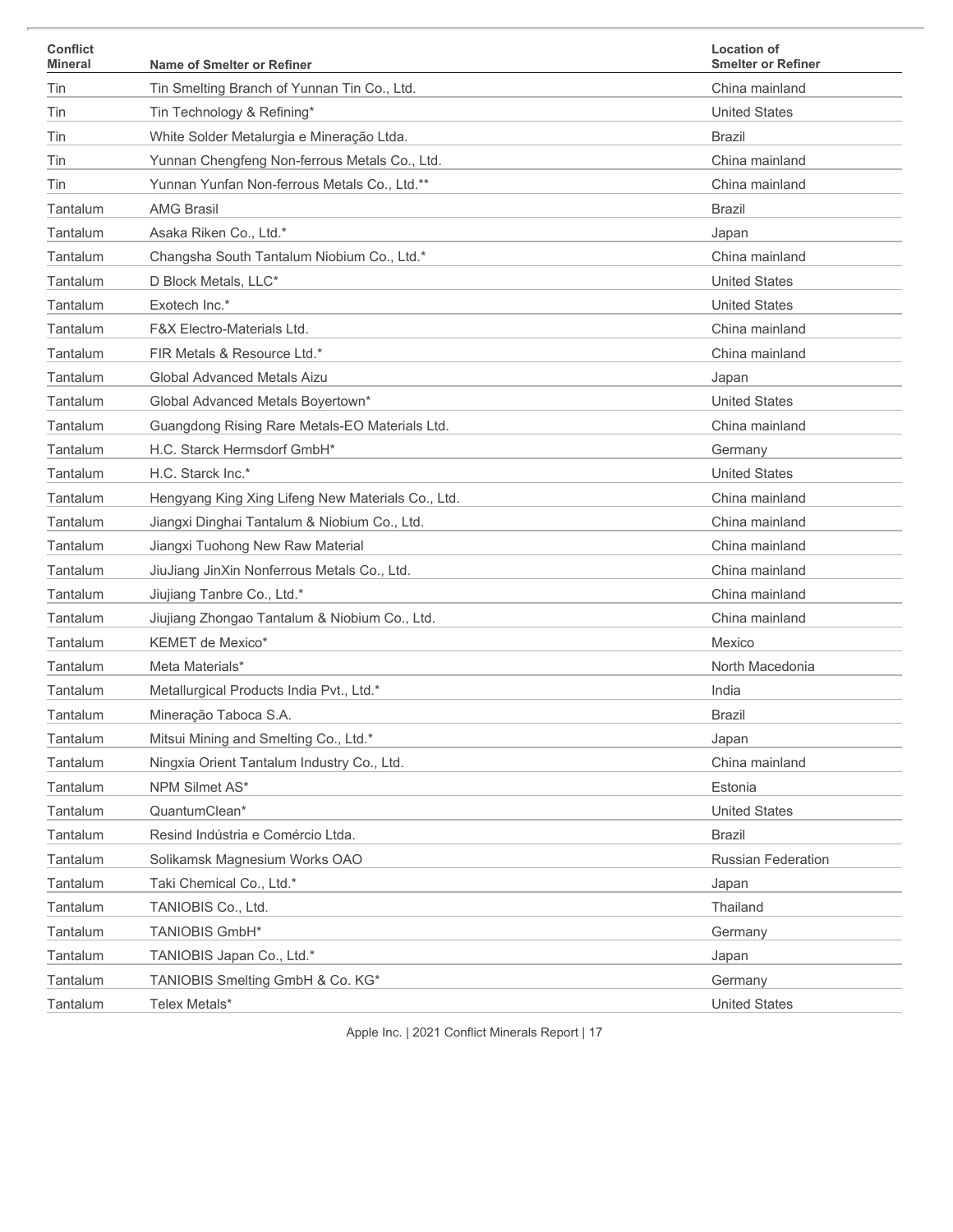| Conflict Mineral | Name of Smelter or Refiner | Location of Smelter or Refiner |
| --- | --- | --- |
| Tin | Tin Smelting Branch of Yunnan Tin Co., Ltd. | China mainland |
| Tin | Tin Technology & Refining* | United States |
| Tin | White Solder Metalurgia e Mineração Ltda. | Brazil |
| Tin | Yunnan Chengfeng Non-ferrous Metals Co., Ltd. | China mainland |
| Tin | Yunnan Yunfan Non-ferrous Metals Co., Ltd.** | China mainland |
| Tantalum | AMG Brasil | Brazil |
| Tantalum | Asaka Riken Co., Ltd.* | Japan |
| Tantalum | Changsha South Tantalum Niobium Co., Ltd.* | China mainland |
| Tantalum | D Block Metals, LLC* | United States |
| Tantalum | Exotech Inc.* | United States |
| Tantalum | F&X Electro-Materials Ltd. | China mainland |
| Tantalum | FIR Metals & Resource Ltd.* | China mainland |
| Tantalum | Global Advanced Metals Aizu | Japan |
| Tantalum | Global Advanced Metals Boyertown* | United States |
| Tantalum | Guangdong Rising Rare Metals-EO Materials Ltd. | China mainland |
| Tantalum | H.C. Starck Hermsdorf GmbH* | Germany |
| Tantalum | H.C. Starck Inc.* | United States |
| Tantalum | Hengyang King Xing Lifeng New Materials Co., Ltd. | China mainland |
| Tantalum | Jiangxi Dinghai Tantalum & Niobium Co., Ltd. | China mainland |
| Tantalum | Jiangxi Tuohong New Raw Material | China mainland |
| Tantalum | JiuJiang JinXin Nonferrous Metals Co., Ltd. | China mainland |
| Tantalum | Jiujiang Tanbre Co., Ltd.* | China mainland |
| Tantalum | Jiujiang Zhongao Tantalum & Niobium Co., Ltd. | China mainland |
| Tantalum | KEMET de Mexico* | Mexico |
| Tantalum | Meta Materials* | North Macedonia |
| Tantalum | Metallurgical Products India Pvt., Ltd.* | India |
| Tantalum | Mineração Taboca S.A. | Brazil |
| Tantalum | Mitsui Mining and Smelting Co., Ltd.* | Japan |
| Tantalum | Ningxia Orient Tantalum Industry Co., Ltd. | China mainland |
| Tantalum | NPM Silmet AS* | Estonia |
| Tantalum | QuantumClean* | United States |
| Tantalum | Resind Indústria e Comércio Ltda. | Brazil |
| Tantalum | Solikamsk Magnesium Works OAO | Russian Federation |
| Tantalum | Taki Chemical Co., Ltd.* | Japan |
| Tantalum | TANIOBIS Co., Ltd. | Thailand |
| Tantalum | TANIOBIS GmbH* | Germany |
| Tantalum | TANIOBIS Japan Co., Ltd.* | Japan |
| Tantalum | TANIOBIS Smelting GmbH & Co. KG* | Germany |
| Tantalum | Telex Metals* | United States |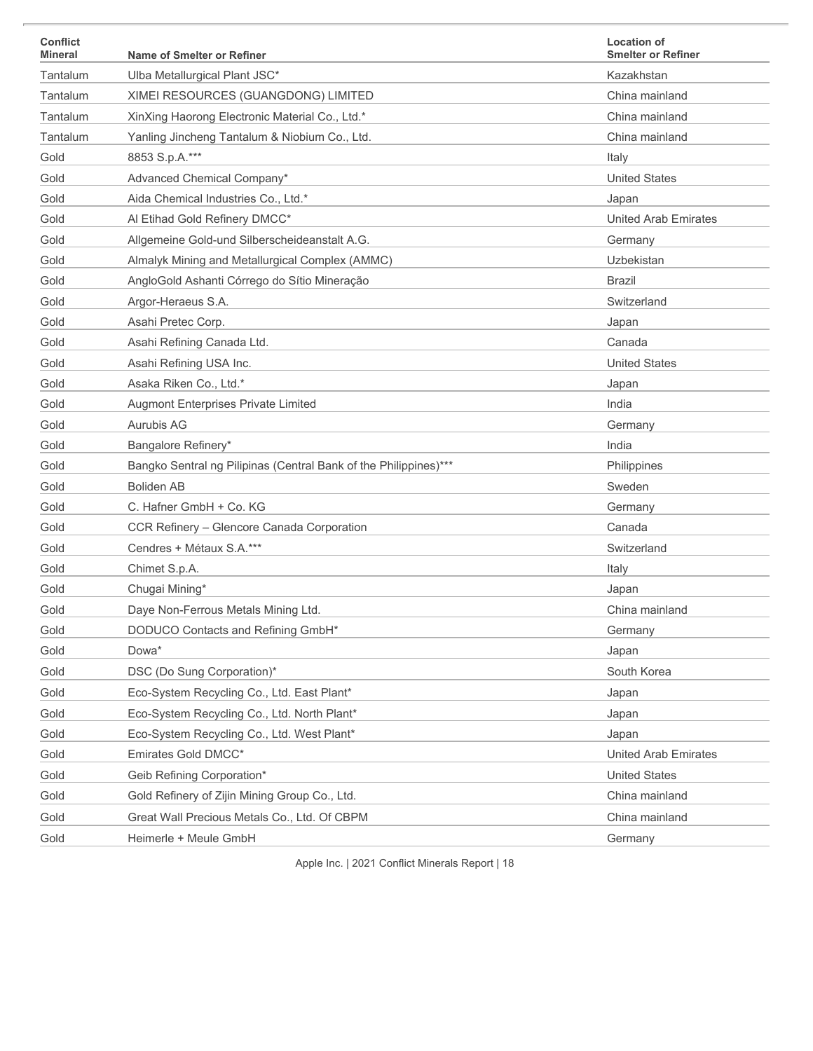| Conflict Mineral | Name of Smelter or Refiner | Location of Smelter or Refiner |
| --- | --- | --- |
| Tantalum | Ulba Metallurgical Plant JSC* | Kazakhstan |
| Tantalum | XIMEI RESOURCES (GUANGDONG) LIMITED | China mainland |
| Tantalum | XinXing Haorong Electronic Material Co., Ltd.* | China mainland |
| Tantalum | Yanling Jincheng Tantalum & Niobium Co., Ltd. | China mainland |
| Gold | 8853 S.p.A.*** | Italy |
| Gold | Advanced Chemical Company* | United States |
| Gold | Aida Chemical Industries Co., Ltd.* | Japan |
| Gold | Al Etihad Gold Refinery DMCC* | United Arab Emirates |
| Gold | Allgemeine Gold-und Silberscheideanstalt A.G. | Germany |
| Gold | Almalyk Mining and Metallurgical Complex (AMMC) | Uzbekistan |
| Gold | AngloGold Ashanti Córrego do Sítio Mineração | Brazil |
| Gold | Argor-Heraeus S.A. | Switzerland |
| Gold | Asahi Pretec Corp. | Japan |
| Gold | Asahi Refining Canada Ltd. | Canada |
| Gold | Asahi Refining USA Inc. | United States |
| Gold | Asaka Riken Co., Ltd.* | Japan |
| Gold | Augmont Enterprises Private Limited | India |
| Gold | Aurubis AG | Germany |
| Gold | Bangalore Refinery* | India |
| Gold | Bangko Sentral ng Pilipinas (Central Bank of the Philippines)*** | Philippines |
| Gold | Boliden AB | Sweden |
| Gold | C. Hafner GmbH + Co. KG | Germany |
| Gold | CCR Refinery – Glencore Canada Corporation | Canada |
| Gold | Cendres + Métaux S.A.*** | Switzerland |
| Gold | Chimet S.p.A. | Italy |
| Gold | Chugai Mining* | Japan |
| Gold | Daye Non-Ferrous Metals Mining Ltd. | China mainland |
| Gold | DODUCO Contacts and Refining GmbH* | Germany |
| Gold | Dowa* | Japan |
| Gold | DSC (Do Sung Corporation)* | South Korea |
| Gold | Eco-System Recycling Co., Ltd. East Plant* | Japan |
| Gold | Eco-System Recycling Co., Ltd. North Plant* | Japan |
| Gold | Eco-System Recycling Co., Ltd. West Plant* | Japan |
| Gold | Emirates Gold DMCC* | United Arab Emirates |
| Gold | Geib Refining Corporation* | United States |
| Gold | Gold Refinery of Zijin Mining Group Co., Ltd. | China mainland |
| Gold | Great Wall Precious Metals Co., Ltd. Of CBPM | China mainland |
| Gold | Heimerle + Meule GmbH | Germany |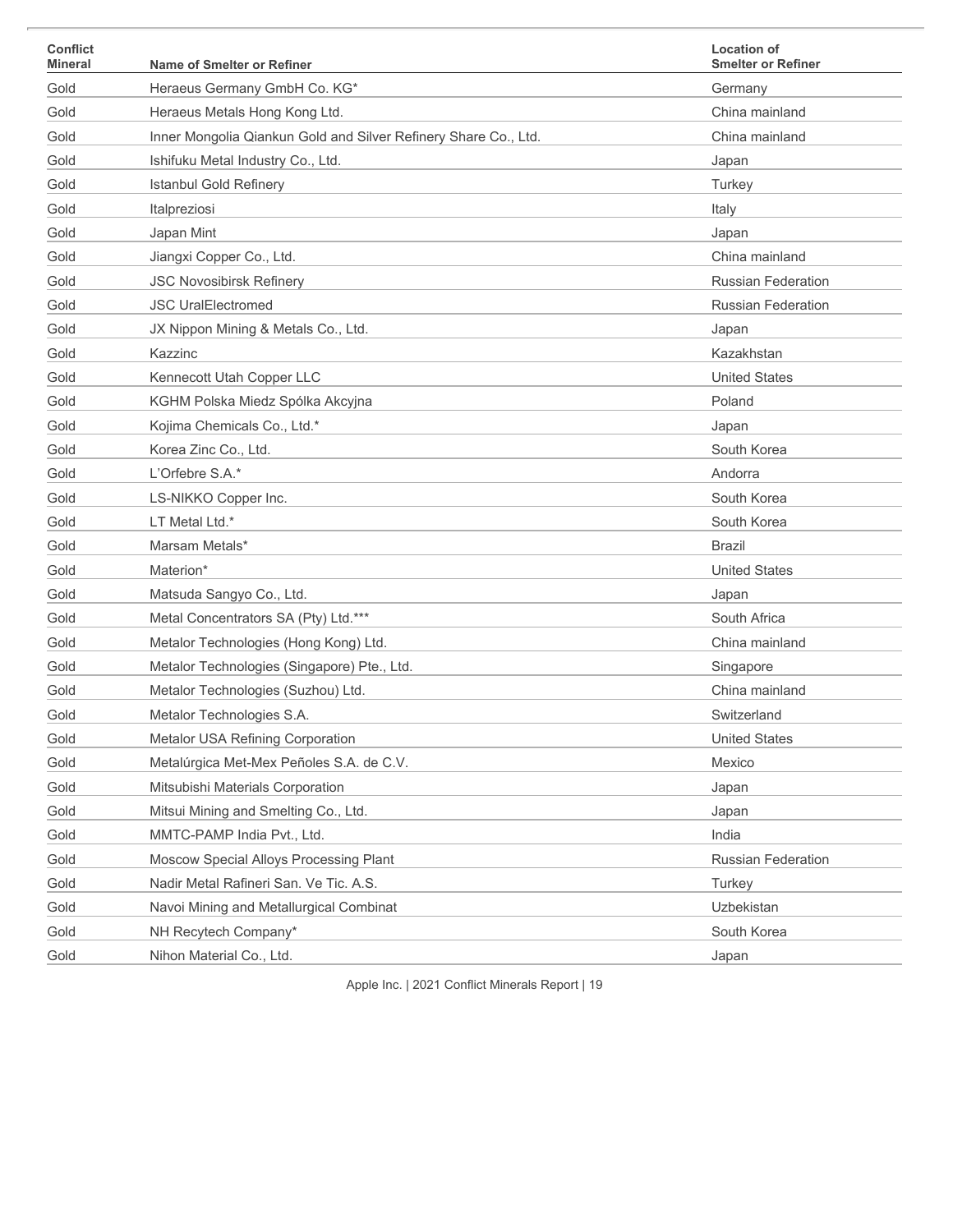| Conflict Mineral | Name of Smelter or Refiner | Location of Smelter or Refiner |
|---|---|---|
| Gold | Heraeus Germany GmbH Co. KG* | Germany |
| Gold | Heraeus Metals Hong Kong Ltd. | China mainland |
| Gold | Inner Mongolia Qiankun Gold and Silver Refinery Share Co., Ltd. | China mainland |
| Gold | Ishifuku Metal Industry Co., Ltd. | Japan |
| Gold | Istanbul Gold Refinery | Turkey |
| Gold | Italpreziosi | Italy |
| Gold | Japan Mint | Japan |
| Gold | Jiangxi Copper Co., Ltd. | China mainland |
| Gold | JSC Novosibirsk Refinery | Russian Federation |
| Gold | JSC UralElectromed | Russian Federation |
| Gold | JX Nippon Mining & Metals Co., Ltd. | Japan |
| Gold | Kazzinc | Kazakhstan |
| Gold | Kennecott Utah Copper LLC | United States |
| Gold | KGHM Polska Miedz Spólka Akcyjna | Poland |
| Gold | Kojima Chemicals Co., Ltd.* | Japan |
| Gold | Korea Zinc Co., Ltd. | South Korea |
| Gold | L'Orfebre S.A.* | Andorra |
| Gold | LS-NIKKO Copper Inc. | South Korea |
| Gold | LT Metal Ltd.* | South Korea |
| Gold | Marsam Metals* | Brazil |
| Gold | Materion* | United States |
| Gold | Matsuda Sangyo Co., Ltd. | Japan |
| Gold | Metal Concentrators SA (Pty) Ltd.*** | South Africa |
| Gold | Metalor Technologies (Hong Kong) Ltd. | China mainland |
| Gold | Metalor Technologies (Singapore) Pte., Ltd. | Singapore |
| Gold | Metalor Technologies (Suzhou) Ltd. | China mainland |
| Gold | Metalor Technologies S.A. | Switzerland |
| Gold | Metalor USA Refining Corporation | United States |
| Gold | Metalúrgica Met-Mex Peñoles S.A. de C.V. | Mexico |
| Gold | Mitsubishi Materials Corporation | Japan |
| Gold | Mitsui Mining and Smelting Co., Ltd. | Japan |
| Gold | MMTC-PAMP India Pvt., Ltd. | India |
| Gold | Moscow Special Alloys Processing Plant | Russian Federation |
| Gold | Nadir Metal Rafineri San. Ve Tic. A.S. | Turkey |
| Gold | Navoi Mining and Metallurgical Combinat | Uzbekistan |
| Gold | NH Recytech Company* | South Korea |
| Gold | Nihon Material Co., Ltd. | Japan |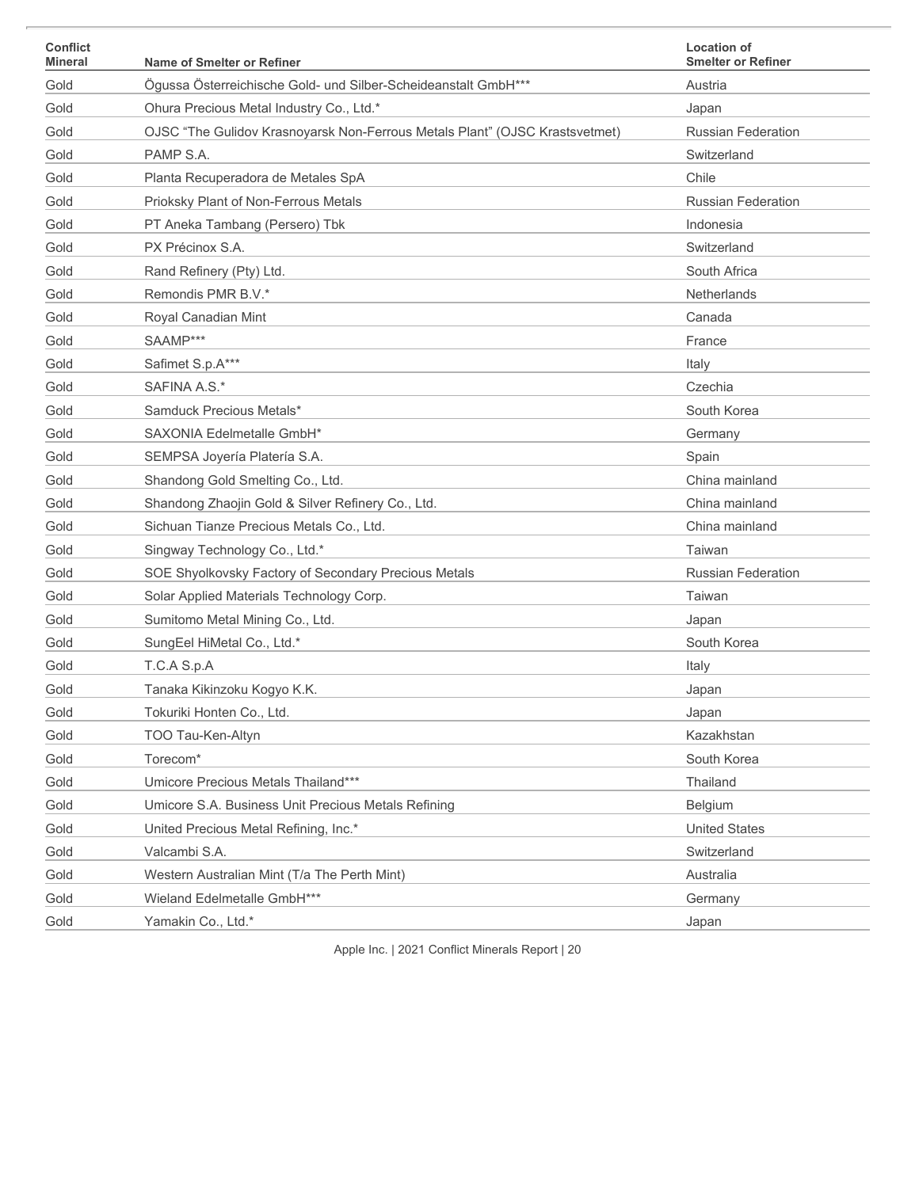| Conflict Mineral | Name of Smelter or Refiner | Location of Smelter or Refiner |
|---|---|---|
| Gold | Ögussa Österreichische Gold- und Silber-Scheideanstalt GmbH*** | Austria |
| Gold | Ohura Precious Metal Industry Co., Ltd.* | Japan |
| Gold | OJSC “The Gulidov Krasnoyarsk Non-Ferrous Metals Plant” (OJSC Krastsvetmet) | Russian Federation |
| Gold | PAMP S.A. | Switzerland |
| Gold | Planta Recuperadora de Metales SpA | Chile |
| Gold | Prioksky Plant of Non-Ferrous Metals | Russian Federation |
| Gold | PT Aneka Tambang (Persero) Tbk | Indonesia |
| Gold | PX Précinox S.A. | Switzerland |
| Gold | Rand Refinery (Pty) Ltd. | South Africa |
| Gold | Remondis PMR B.V.* | Netherlands |
| Gold | Royal Canadian Mint | Canada |
| Gold | SAAMP*** | France |
| Gold | Safimet S.p.A*** | Italy |
| Gold | SAFINA A.S.* | Czechia |
| Gold | Samduck Precious Metals* | South Korea |
| Gold | SAXONIA Edelmetalle GmbH* | Germany |
| Gold | SEMPSA Joyería Platería S.A. | Spain |
| Gold | Shandong Gold Smelting Co., Ltd. | China mainland |
| Gold | Shandong Zhaojin Gold & Silver Refinery Co., Ltd. | China mainland |
| Gold | Sichuan Tianze Precious Metals Co., Ltd. | China mainland |
| Gold | Singway Technology Co., Ltd.* | Taiwan |
| Gold | SOE Shyolkovsky Factory of Secondary Precious Metals | Russian Federation |
| Gold | Solar Applied Materials Technology Corp. | Taiwan |
| Gold | Sumitomo Metal Mining Co., Ltd. | Japan |
| Gold | SungEel HiMetal Co., Ltd.* | South Korea |
| Gold | T.C.A S.p.A | Italy |
| Gold | Tanaka Kikinzoku Kogyo K.K. | Japan |
| Gold | Tokuriki Honten Co., Ltd. | Japan |
| Gold | TOO Tau-Ken-Altyn | Kazakhstan |
| Gold | Torecom* | South Korea |
| Gold | Umicore Precious Metals Thailand*** | Thailand |
| Gold | Umicore S.A. Business Unit Precious Metals Refining | Belgium |
| Gold | United Precious Metal Refining, Inc.* | United States |
| Gold | Valcambi S.A. | Switzerland |
| Gold | Western Australian Mint (T/a The Perth Mint) | Australia |
| Gold | Wieland Edelmetalle GmbH*** | Germany |
| Gold | Yamakin Co., Ltd.* | Japan |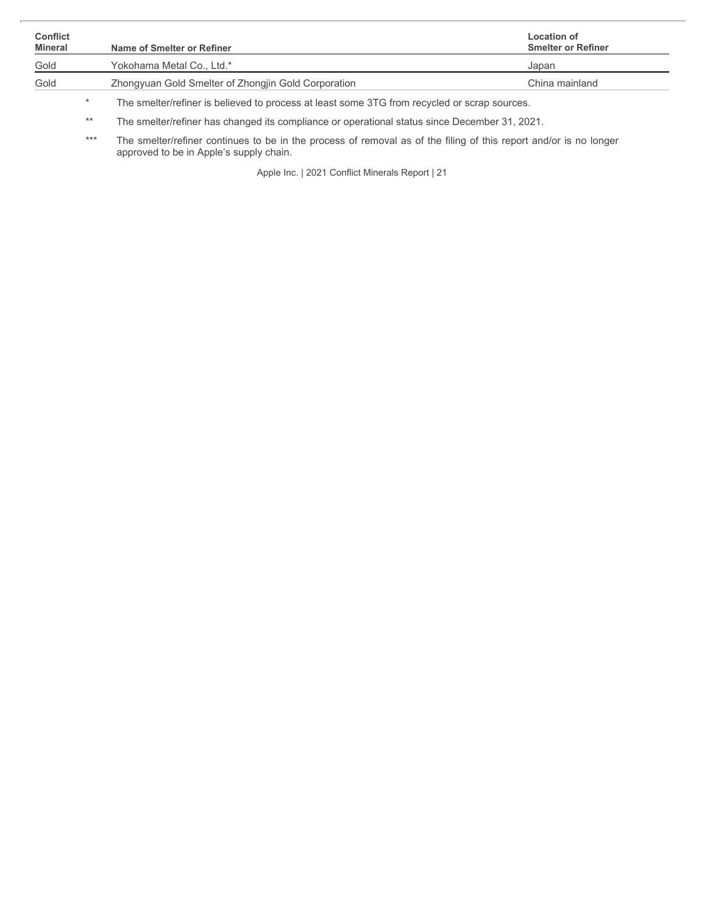| Conflict Mineral | Name of Smelter or Refiner | Location of Smelter or Refiner |
| --- | --- | --- |
| Gold | Yokohama Metal Co., Ltd.* | Japan |
| Gold | Zhongyuan Gold Smelter of Zhongjin Gold Corporation | China mainland |

\* The smelter/refiner is believed to process at least some 3TG from recycled or scrap sources.

\*\* The smelter/refiner has changed its compliance or operational status since December 31, 2021.

\*\*\* The smelter/refiner continues to be in the process of removal as of the filing of this report and/or is no longer approved to be in Apple's supply chain.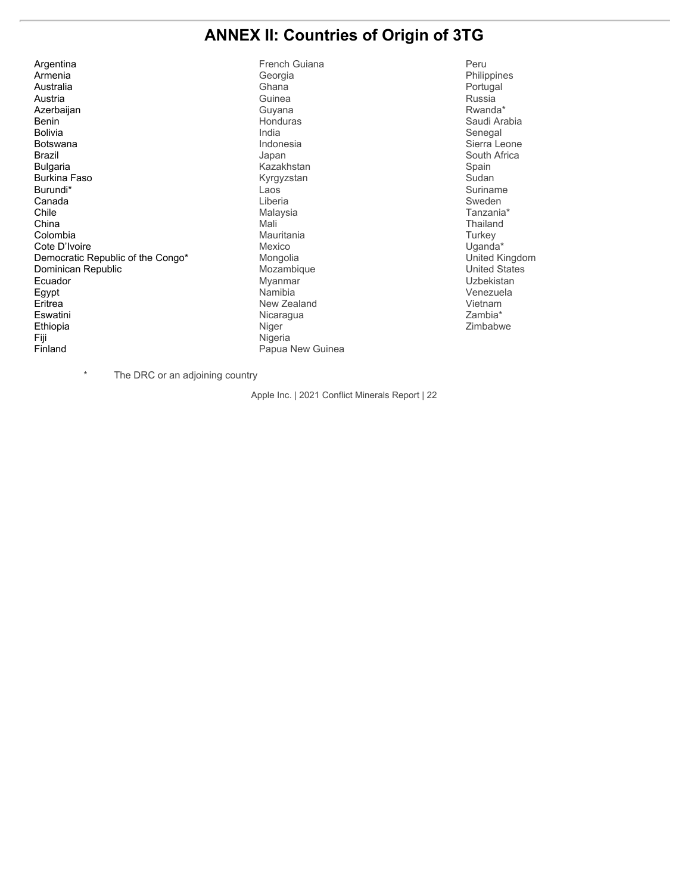# ANNEX II: Countries of Origin of 3TG

Argentina
Armenia
Australia
Austria
Azerbaijan
Benin
Bolivia
Botswana
Brazil
Bulgaria
Burkina Faso
Burundi*
Canada
Chile
China
Colombia
Cote D'Ivoire
Democratic Republic of the Congo*
Dominican Republic
Ecuador
Egypt
Eritrea
Eswatini
Ethiopia
Fiji
Finland
French Guiana
Georgia
Ghana
Guinea
Guyana
Honduras
India
Indonesia
Japan
Kazakhstan
Kyrgyzstan
Laos
Liberia
Malaysia
Mali
Mauritania
Mexico
Mongolia
Mozambique
Myanmar
Namibia
New Zealand
Nicaragua
Niger
Nigeria
Papua New Guinea
Peru
Philippines
Portugal
Russia
Rwanda*
Saudi Arabia
Senegal
Sierra Leone
South Africa
Spain
Sudan
Suriname
Sweden
Tanzania*
Thailand
Turkey
Uganda*
United Kingdom
United States
Uzbekistan
Venezuela
Vietnam
Zambia*
Zimbabwe

\* The DRC or an adjoining country